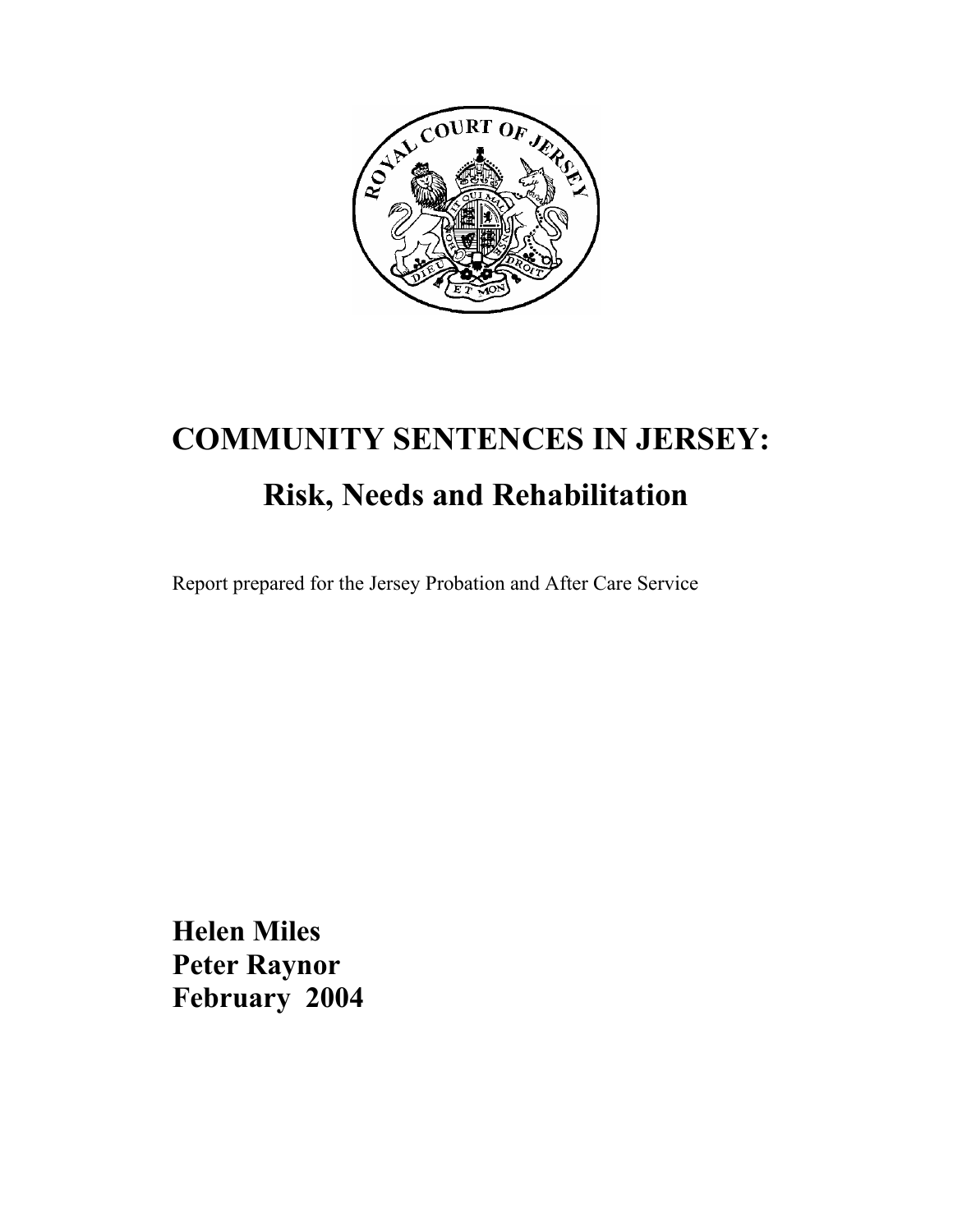# COMMUNITY SENTENCES IN JERSEY:

## Risk, Needs and Rehabilitation

Report prepared for the Jersey Probation and After Care Service

**Helen Miles**
**Peter Raynor**
**February 2004**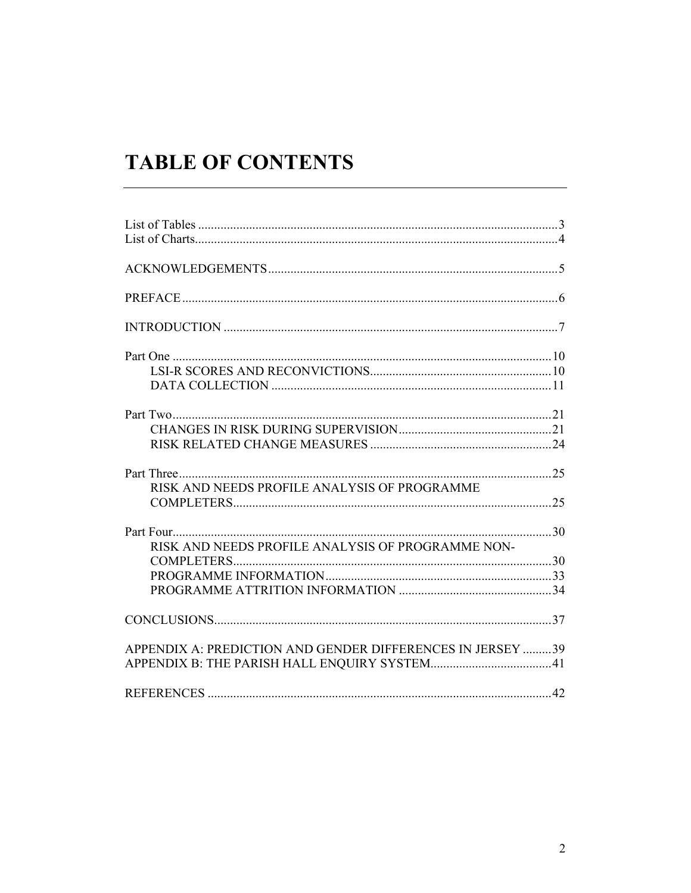# TABLE OF CONTENTS

List of Tables ....................................................................................................3
List of Charts......................................................................................................4

ACKNOWLEDGEMENTS ...............................................................................5

PREFACE ..........................................................................................................6

INTRODUCTION .............................................................................................7

Part One ............................................................................................................10
  LSI-R SCORES AND RECONVICTIONS..................................................10
  DATA COLLECTION ................................................................................11

Part Two............................................................................................................21
  CHANGES IN RISK DURING SUPERVISION.........................................21
  RISK RELATED CHANGE MEASURES ..................................................24

Part Three..........................................................................................................25
  RISK AND NEEDS PROFILE ANALYSIS OF PROGRAMME COMPLETERS.................................................................................................25

Part Four............................................................................................................30
  RISK AND NEEDS PROFILE ANALYSIS OF PROGRAMME NON-COMPLETERS.................................................................................................30
  PROGRAMME INFORMATION...............................................................33
  PROGRAMME ATTRITION INFORMATION .........................................34

CONCLUSIONS...............................................................................................37

APPENDIX A: PREDICTION AND GENDER DIFFERENCES IN JERSEY .........39
APPENDIX B: THE PARISH HALL ENQUIRY SYSTEM......................................41

REFERENCES .................................................................................................42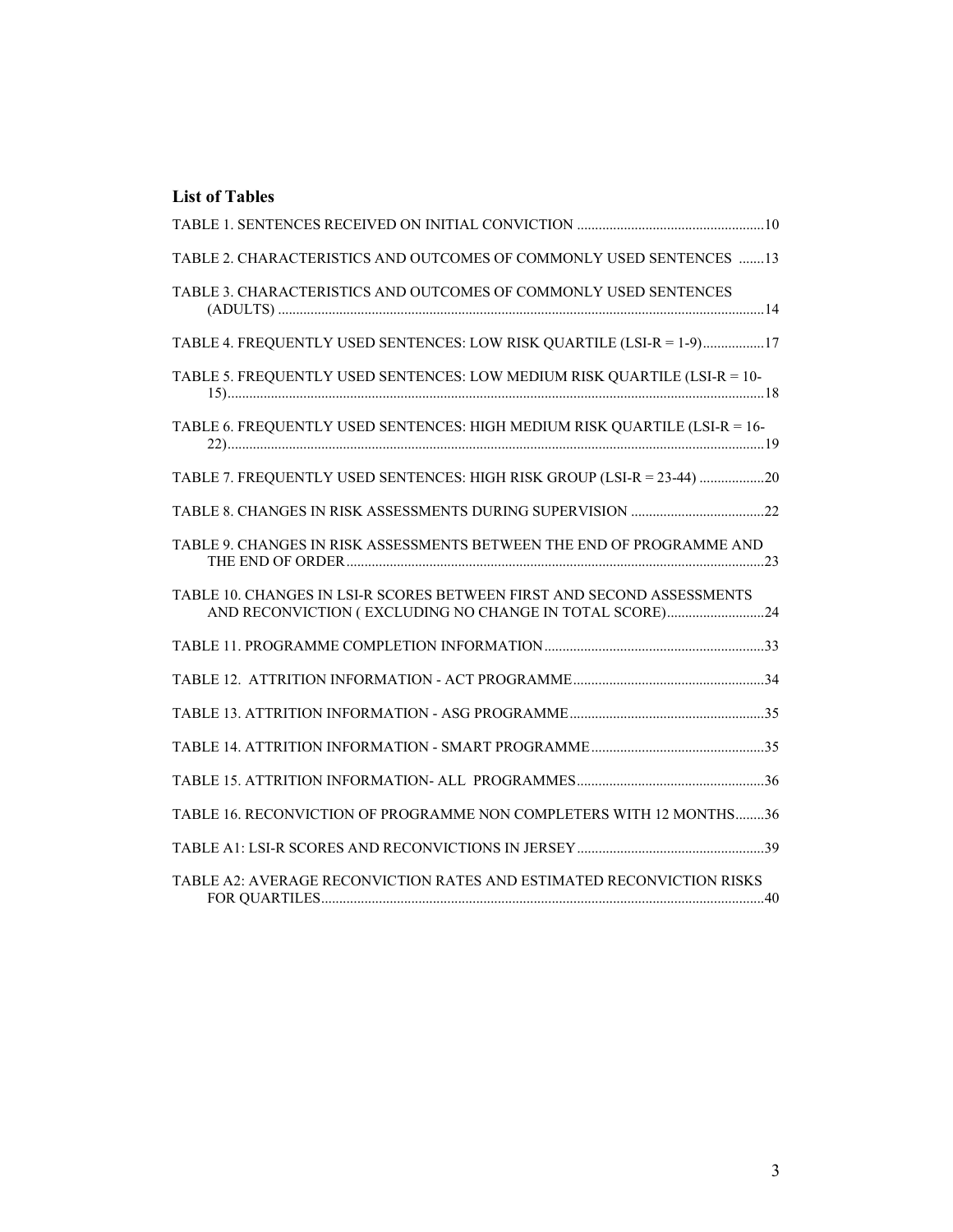## List of Tables

TABLE 1. SENTENCES RECEIVED ON INITIAL CONVICTION ....................................................10

TABLE 2. CHARACTERISTICS AND OUTCOMES OF COMMONLY USED SENTENCES .......13

TABLE 3. CHARACTERISTICS AND OUTCOMES OF COMMONLY USED SENTENCES (ADULTS) ......................................................................................................................................14

TABLE 4. FREQUENTLY USED SENTENCES: LOW RISK QUARTILE (LSI-R = 1-9).................17

TABLE 5. FREQUENTLY USED SENTENCES: LOW MEDIUM RISK QUARTILE (LSI-R = 10-15)....................................................................................................................................................18

TABLE 6. FREQUENTLY USED SENTENCES: HIGH MEDIUM RISK QUARTILE (LSI-R = 16-22)....................................................................................................................................................19

TABLE 7. FREQUENTLY USED SENTENCES: HIGH RISK GROUP (LSI-R = 23-44) ..................20

TABLE 8. CHANGES IN RISK ASSESSMENTS DURING SUPERVISION .....................................22

TABLE 9. CHANGES IN RISK ASSESSMENTS BETWEEN THE END OF PROGRAMME AND THE END OF ORDER...................................................................................................................23

TABLE 10. CHANGES IN LSI-R SCORES BETWEEN FIRST AND SECOND ASSESSMENTS AND RECONVICTION ( EXCLUDING NO CHANGE IN TOTAL SCORE)...........................24

TABLE 11. PROGRAMME COMPLETION INFORMATION.............................................................33

TABLE 12. ATTRITION INFORMATION - ACT PROGRAMME.....................................................34

TABLE 13. ATTRITION INFORMATION - ASG PROGRAMME......................................................35

TABLE 14. ATTRITION INFORMATION - SMART PROGRAMME................................................35

TABLE 15. ATTRITION INFORMATION- ALL PROGRAMMES....................................................36

TABLE 16. RECONVICTION OF PROGRAMME NON COMPLETERS WITH 12 MONTHS........36

TABLE A1: LSI-R SCORES AND RECONVICTIONS IN JERSEY....................................................39

TABLE A2: AVERAGE RECONVICTION RATES AND ESTIMATED RECONVICTION RISKS FOR QUARTILES..........................................................................................................................40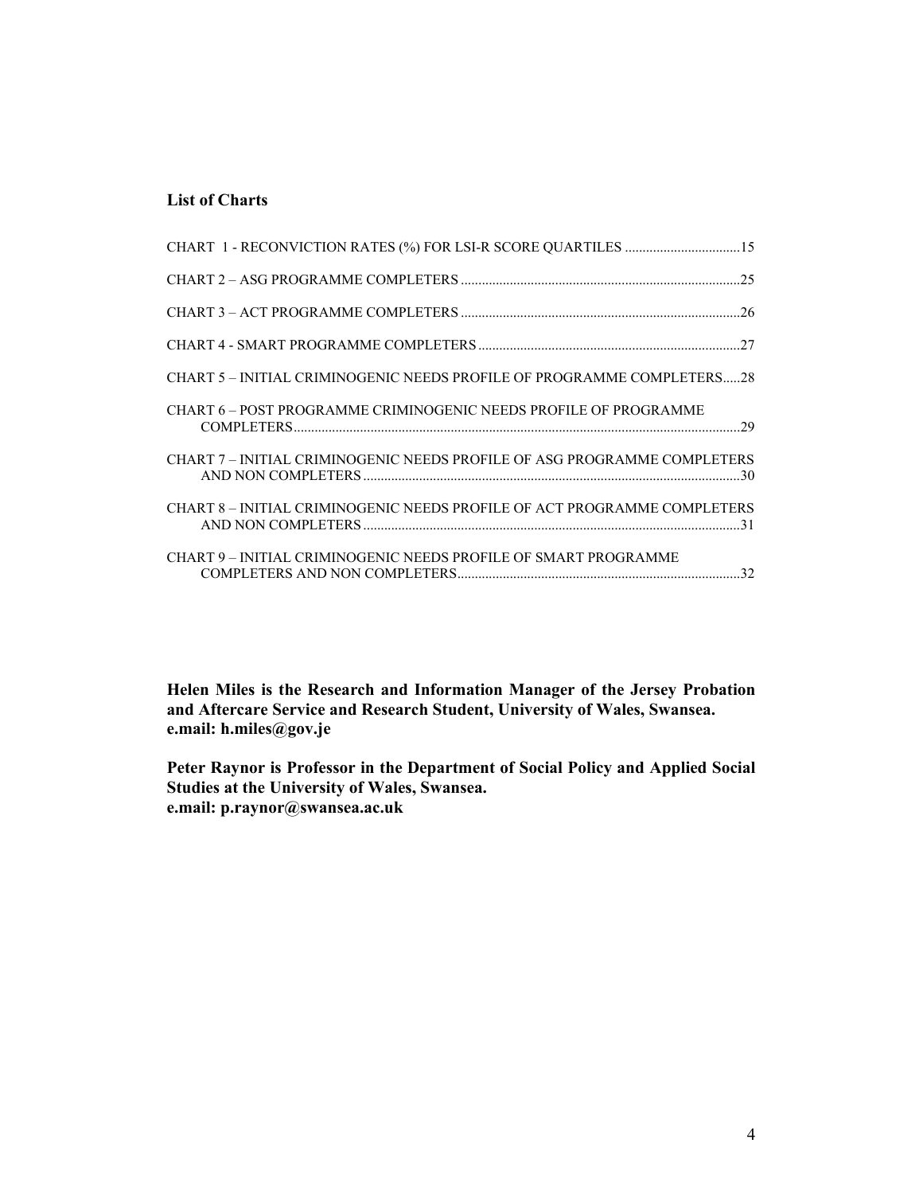## List of Charts

CHART 1 - RECONVICTION RATES (%) FOR LSI-R SCORE QUARTILES .....15

CHART 2 – ASG PROGRAMME COMPLETERS .....25

CHART 3 – ACT PROGRAMME COMPLETERS .....26

CHART 4 - SMART PROGRAMME COMPLETERS .....27

CHART 5 – INITIAL CRIMINOGENIC NEEDS PROFILE OF PROGRAMME COMPLETERS.....28

CHART 6 – POST PROGRAMME CRIMINOGENIC NEEDS PROFILE OF PROGRAMME COMPLETERS.....29

CHART 7 – INITIAL CRIMINOGENIC NEEDS PROFILE OF ASG PROGRAMME COMPLETERS AND NON COMPLETERS .....30

CHART 8 – INITIAL CRIMINOGENIC NEEDS PROFILE OF ACT PROGRAMME COMPLETERS AND NON COMPLETERS .....31

CHART 9 – INITIAL CRIMINOGENIC NEEDS PROFILE OF SMART PROGRAMME COMPLETERS AND NON COMPLETERS.....32

**Helen Miles is the Research and Information Manager of the Jersey Probation and Aftercare Service and Research Student, University of Wales, Swansea. e.mail: h.miles@gov.je**

**Peter Raynor is Professor in the Department of Social Policy and Applied Social Studies at the University of Wales, Swansea. e.mail: p.raynor@swansea.ac.uk**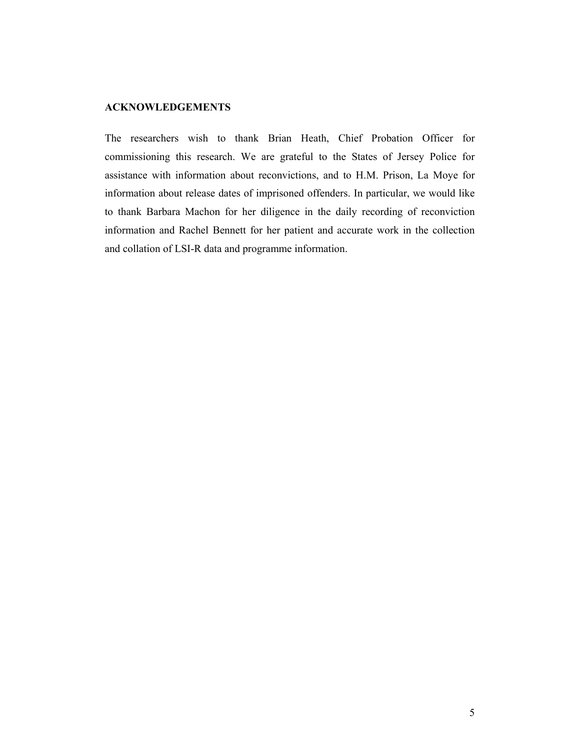## ACKNOWLEDGEMENTS

The researchers wish to thank Brian Heath, Chief Probation Officer for commissioning this research. We are grateful to the States of Jersey Police for assistance with information about reconvictions, and to H.M. Prison, La Moye for information about release dates of imprisoned offenders. In particular, we would like to thank Barbara Machon for her diligence in the daily recording of reconviction information and Rachel Bennett for her patient and accurate work in the collection and collation of LSI-R data and programme information.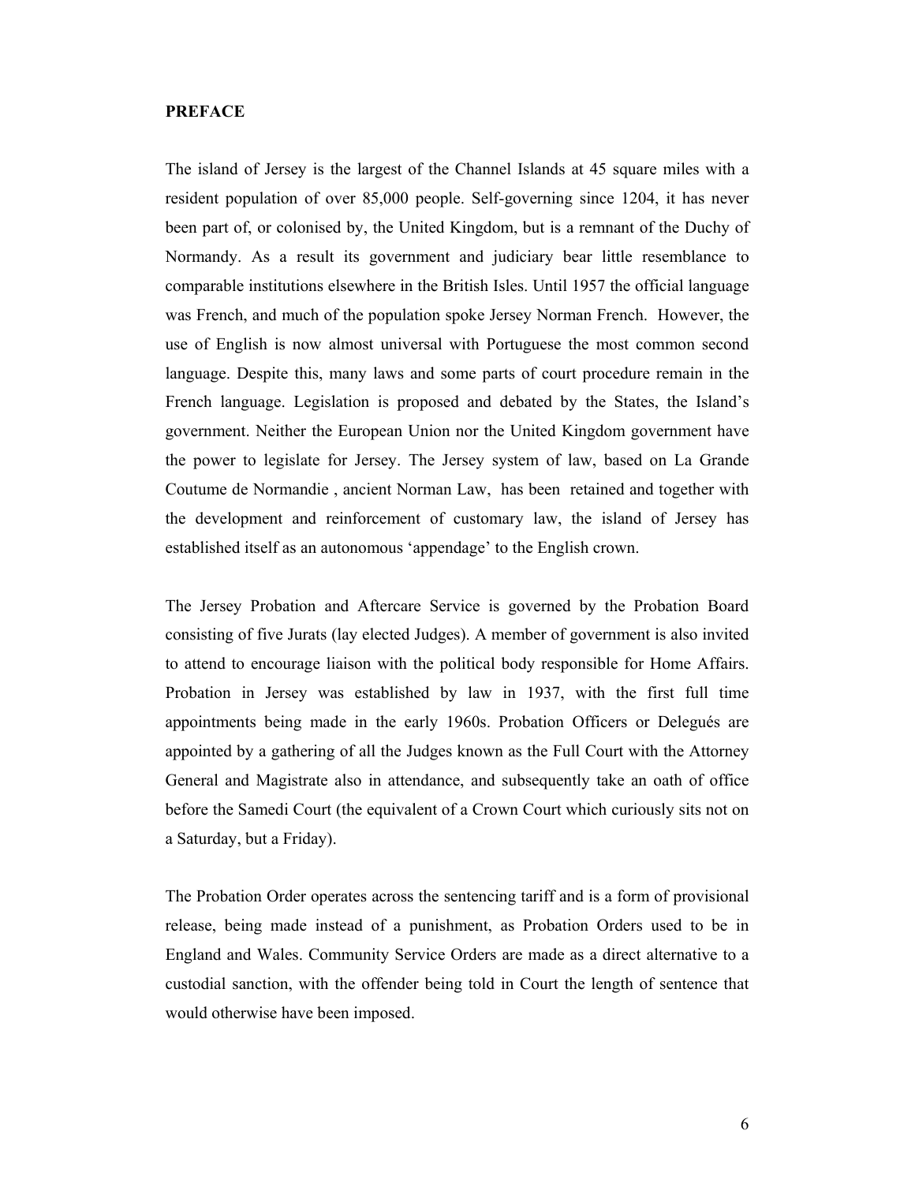**PREFACE**

The island of Jersey is the largest of the Channel Islands at 45 square miles with a resident population of over 85,000 people. Self-governing since 1204, it has never been part of, or colonised by, the United Kingdom, but is a remnant of the Duchy of Normandy. As a result its government and judiciary bear little resemblance to comparable institutions elsewhere in the British Isles. Until 1957 the official language was French, and much of the population spoke Jersey Norman French. However, the use of English is now almost universal with Portuguese the most common second language. Despite this, many laws and some parts of court procedure remain in the French language. Legislation is proposed and debated by the States, the Island's government. Neither the European Union nor the United Kingdom government have the power to legislate for Jersey. The Jersey system of law, based on La Grande Coutume de Normandie , ancient Norman Law, has been retained and together with the development and reinforcement of customary law, the island of Jersey has established itself as an autonomous 'appendage' to the English crown.

The Jersey Probation and Aftercare Service is governed by the Probation Board consisting of five Jurats (lay elected Judges). A member of government is also invited to attend to encourage liaison with the political body responsible for Home Affairs. Probation in Jersey was established by law in 1937, with the first full time appointments being made in the early 1960s. Probation Officers or Delegués are appointed by a gathering of all the Judges known as the Full Court with the Attorney General and Magistrate also in attendance, and subsequently take an oath of office before the Samedi Court (the equivalent of a Crown Court which curiously sits not on a Saturday, but a Friday).

The Probation Order operates across the sentencing tariff and is a form of provisional release, being made instead of a punishment, as Probation Orders used to be in England and Wales. Community Service Orders are made as a direct alternative to a custodial sanction, with the offender being told in Court the length of sentence that would otherwise have been imposed.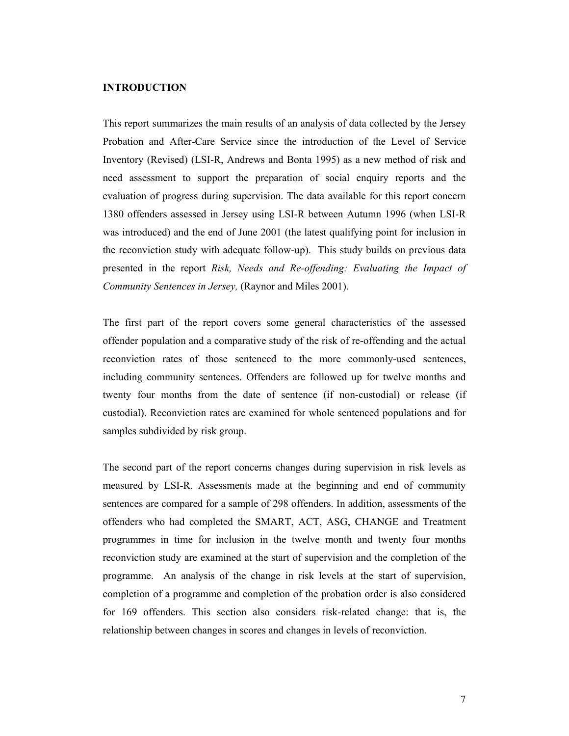# INTRODUCTION

This report summarizes the main results of an analysis of data collected by the Jersey Probation and After-Care Service since the introduction of the Level of Service Inventory (Revised) (LSI-R, Andrews and Bonta 1995) as a new method of risk and need assessment to support the preparation of social enquiry reports and the evaluation of progress during supervision. The data available for this report concern 1380 offenders assessed in Jersey using LSI-R between Autumn 1996 (when LSI-R was introduced) and the end of June 2001 (the latest qualifying point for inclusion in the reconviction study with adequate follow-up). This study builds on previous data presented in the report *Risk, Needs and Re-offending: Evaluating the Impact of Community Sentences in Jersey,* (Raynor and Miles 2001).

The first part of the report covers some general characteristics of the assessed offender population and a comparative study of the risk of re-offending and the actual reconviction rates of those sentenced to the more commonly-used sentences, including community sentences. Offenders are followed up for twelve months and twenty four months from the date of sentence (if non-custodial) or release (if custodial). Reconviction rates are examined for whole sentenced populations and for samples subdivided by risk group.

The second part of the report concerns changes during supervision in risk levels as measured by LSI-R. Assessments made at the beginning and end of community sentences are compared for a sample of 298 offenders. In addition, assessments of the offenders who had completed the SMART, ACT, ASG, CHANGE and Treatment programmes in time for inclusion in the twelve month and twenty four months reconviction study are examined at the start of supervision and the completion of the programme. An analysis of the change in risk levels at the start of supervision, completion of a programme and completion of the probation order is also considered for 169 offenders. This section also considers risk-related change: that is, the relationship between changes in scores and changes in levels of reconviction.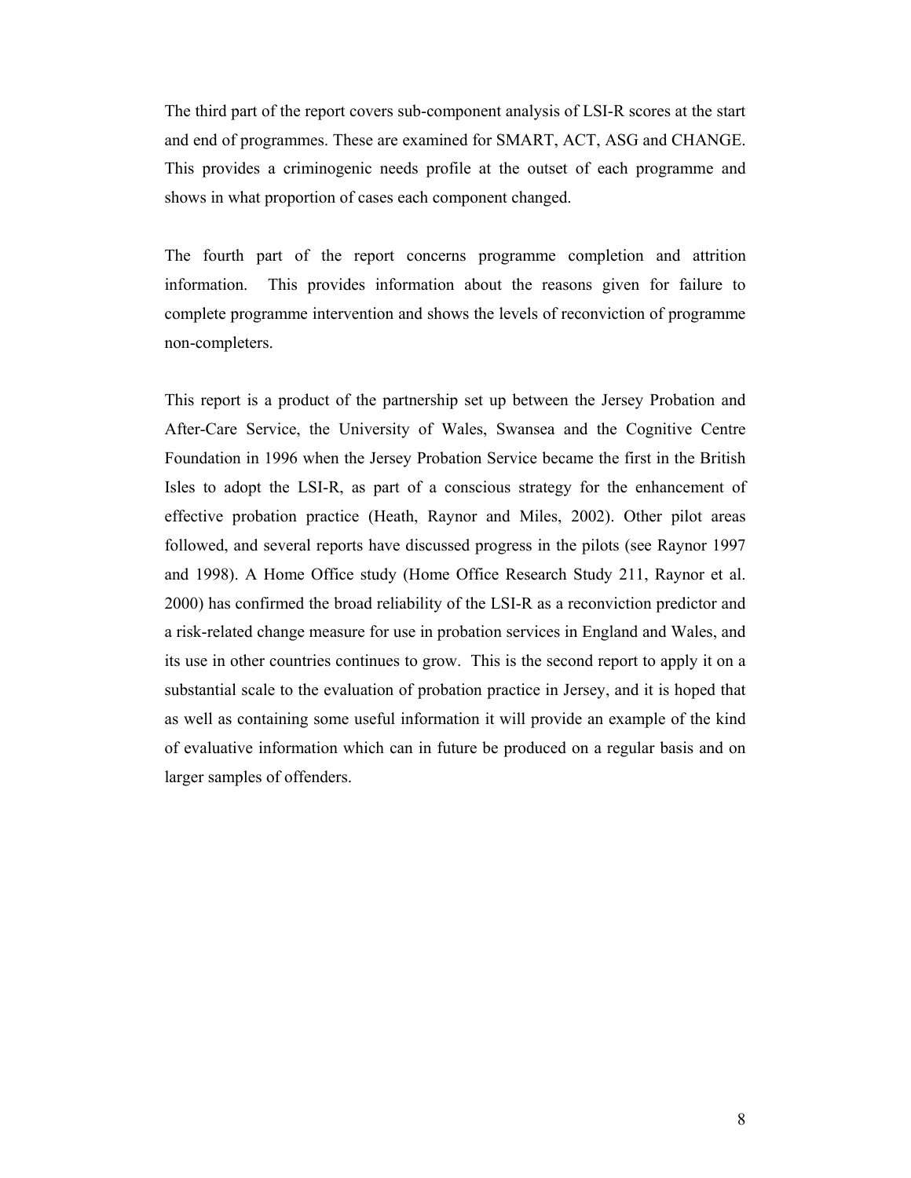The third part of the report covers sub-component analysis of LSI-R scores at the start and end of programmes. These are examined for SMART, ACT, ASG and CHANGE. This provides a criminogenic needs profile at the outset of each programme and shows in what proportion of cases each component changed.

The fourth part of the report concerns programme completion and attrition information. This provides information about the reasons given for failure to complete programme intervention and shows the levels of reconviction of programme non-completers.

This report is a product of the partnership set up between the Jersey Probation and After-Care Service, the University of Wales, Swansea and the Cognitive Centre Foundation in 1996 when the Jersey Probation Service became the first in the British Isles to adopt the LSI-R, as part of a conscious strategy for the enhancement of effective probation practice (Heath, Raynor and Miles, 2002). Other pilot areas followed, and several reports have discussed progress in the pilots (see Raynor 1997 and 1998). A Home Office study (Home Office Research Study 211, Raynor et al. 2000) has confirmed the broad reliability of the LSI-R as a reconviction predictor and a risk-related change measure for use in probation services in England and Wales, and its use in other countries continues to grow. This is the second report to apply it on a substantial scale to the evaluation of probation practice in Jersey, and it is hoped that as well as containing some useful information it will provide an example of the kind of evaluative information which can in future be produced on a regular basis and on larger samples of offenders.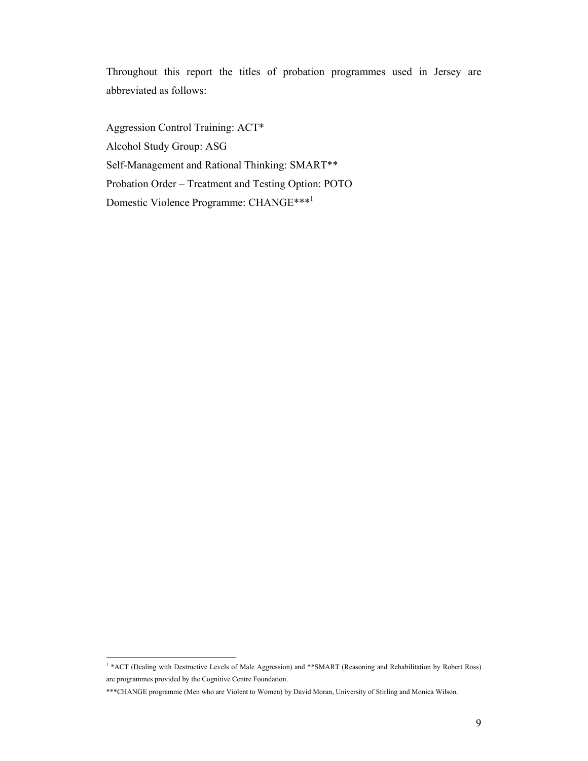Throughout this report the titles of probation programmes used in Jersey are abbreviated as follows:

Aggression Control Training: ACT*
Alcohol Study Group: ASG
Self-Management and Rational Thinking: SMART**
Probation Order – Treatment and Testing Option: POTO
Domestic Violence Programme: CHANGE***[1]

---

[1] *ACT (Dealing with Destructive Levels of Male Aggression) and **SMART (Reasoning and Rehabilitation by Robert Ross) are programmes provided by the Cognitive Centre Foundation.

***CHANGE programme (Men who are Violent to Women) by David Moran, University of Stirling and Monica Wilson.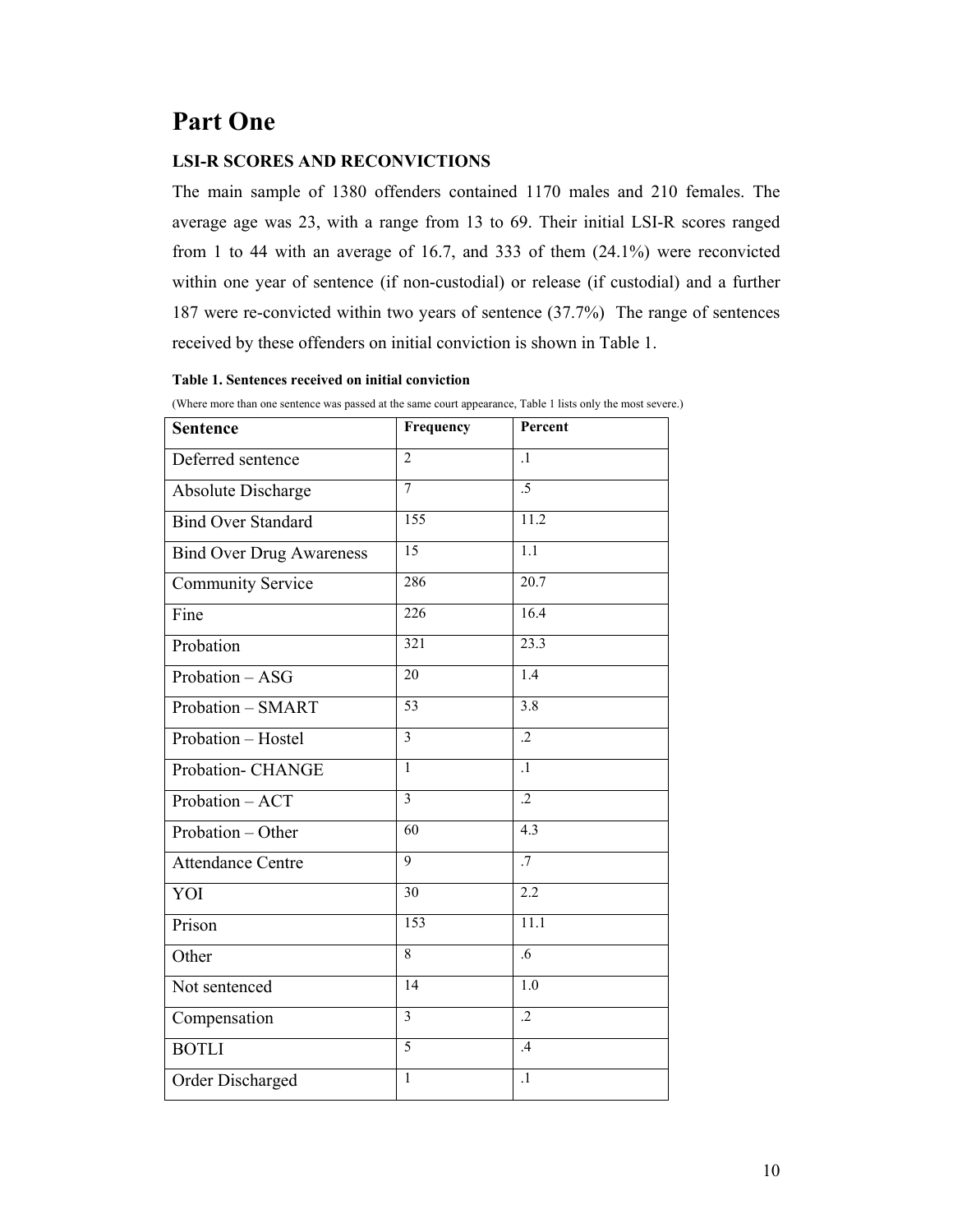# Part One

### LSI-R SCORES AND RECONVICTIONS

The main sample of 1380 offenders contained 1170 males and 210 females. The average age was 23, with a range from 13 to 69. Their initial LSI-R scores ranged from 1 to 44 with an average of 16.7, and 333 of them (24.1%) were reconvicted within one year of sentence (if non-custodial) or release (if custodial) and a further 187 were re-convicted within two years of sentence (37.7%) The range of sentences received by these offenders on initial conviction is shown in Table 1.

**Table 1. Sentences received on initial conviction**

(Where more than one sentence was passed at the same court appearance, Table 1 lists only the most severe.)

| Sentence | Frequency | Percent |
|---|---|---|
| Deferred sentence | 2 | .1 |
| Absolute Discharge | 7 | .5 |
| Bind Over Standard | 155 | 11.2 |
| Bind Over Drug Awareness | 15 | 1.1 |
| Community Service | 286 | 20.7 |
| Fine | 226 | 16.4 |
| Probation | 321 | 23.3 |
| Probation – ASG | 20 | 1.4 |
| Probation – SMART | 53 | 3.8 |
| Probation – Hostel | 3 | .2 |
| Probation- CHANGE | 1 | .1 |
| Probation – ACT | 3 | .2 |
| Probation – Other | 60 | 4.3 |
| Attendance Centre | 9 | .7 |
| YOI | 30 | 2.2 |
| Prison | 153 | 11.1 |
| Other | 8 | .6 |
| Not sentenced | 14 | 1.0 |
| Compensation | 3 | .2 |
| BOTLI | 5 | .4 |
| Order Discharged | 1 | .1 |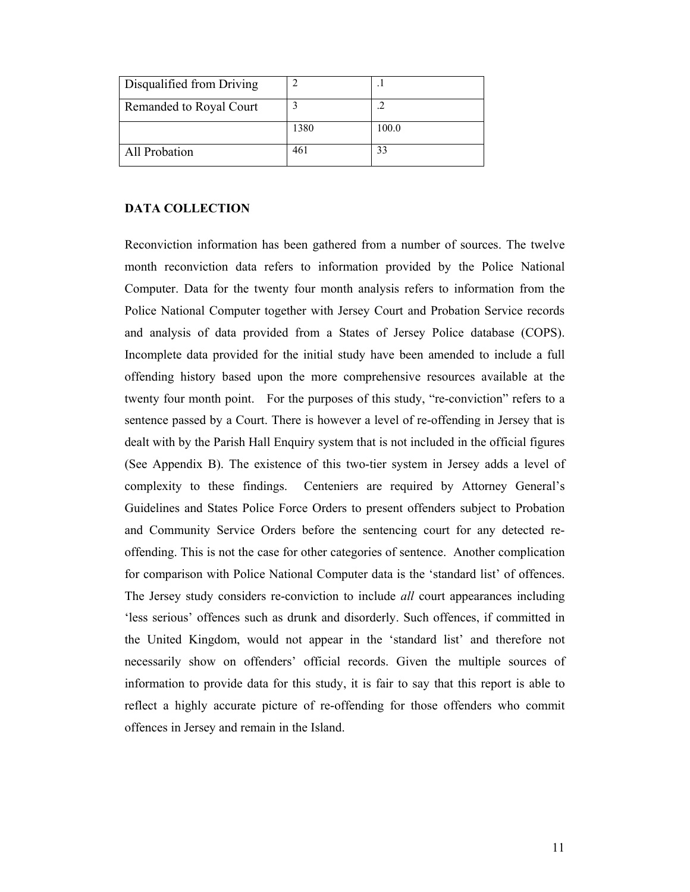| Disqualified from Driving | 2 | .1 |
|---|---|---|
| Remanded to Royal Court | 3 | .2 |
| | 1380 | 100.0 |
| All Probation | 461 | 33 |

**DATA COLLECTION**

Reconviction information has been gathered from a number of sources. The twelve month reconviction data refers to information provided by the Police National Computer. Data for the twenty four month analysis refers to information from the Police National Computer together with Jersey Court and Probation Service records and analysis of data provided from a States of Jersey Police database (COPS). Incomplete data provided for the initial study have been amended to include a full offending history based upon the more comprehensive resources available at the twenty four month point. For the purposes of this study, "re-conviction" refers to a sentence passed by a Court. There is however a level of re-offending in Jersey that is dealt with by the Parish Hall Enquiry system that is not included in the official figures (See Appendix B). The existence of this two-tier system in Jersey adds a level of complexity to these findings. Centeniers are required by Attorney General's Guidelines and States Police Force Orders to present offenders subject to Probation and Community Service Orders before the sentencing court for any detected re-offending. This is not the case for other categories of sentence. Another complication for comparison with Police National Computer data is the 'standard list' of offences. The Jersey study considers re-conviction to include *all* court appearances including 'less serious' offences such as drunk and disorderly. Such offences, if committed in the United Kingdom, would not appear in the 'standard list' and therefore not necessarily show on offenders' official records. Given the multiple sources of information to provide data for this study, it is fair to say that this report is able to reflect a highly accurate picture of re-offending for those offenders who commit offences in Jersey and remain in the Island.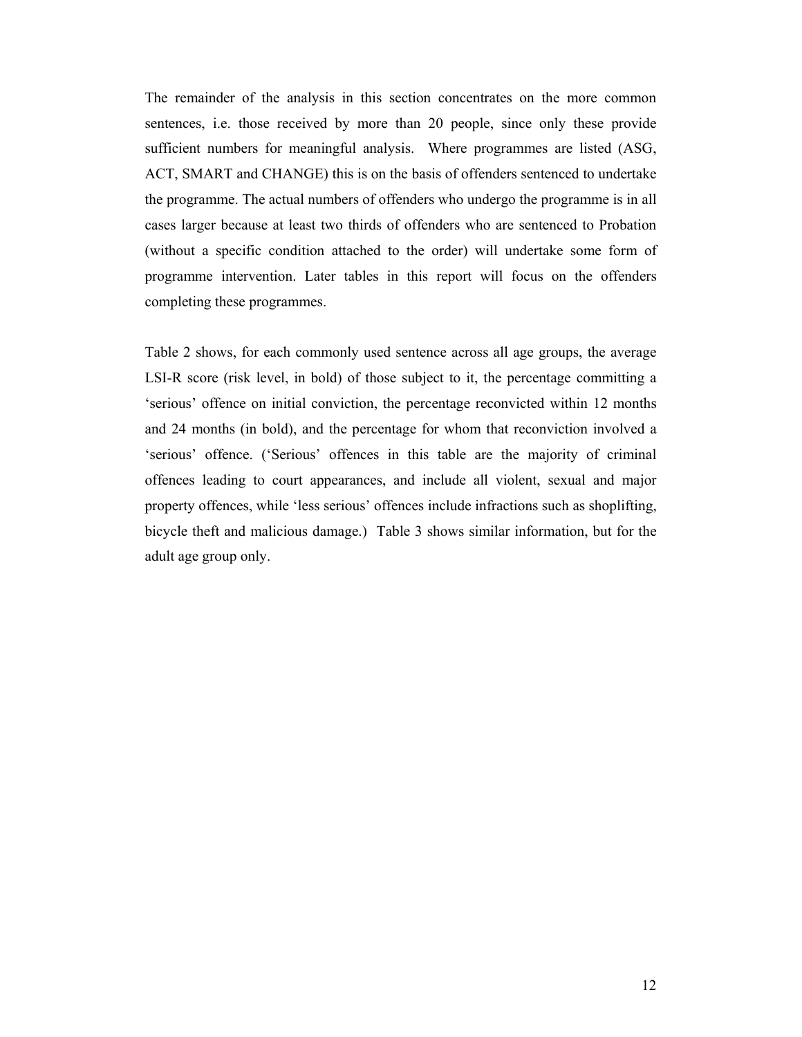The remainder of the analysis in this section concentrates on the more common sentences, i.e. those received by more than 20 people, since only these provide sufficient numbers for meaningful analysis. Where programmes are listed (ASG, ACT, SMART and CHANGE) this is on the basis of offenders sentenced to undertake the programme. The actual numbers of offenders who undergo the programme is in all cases larger because at least two thirds of offenders who are sentenced to Probation (without a specific condition attached to the order) will undertake some form of programme intervention. Later tables in this report will focus on the offenders completing these programmes.

Table 2 shows, for each commonly used sentence across all age groups, the average LSI-R score (risk level, in bold) of those subject to it, the percentage committing a 'serious' offence on initial conviction, the percentage reconvicted within 12 months and 24 months (in bold), and the percentage for whom that reconviction involved a 'serious' offence. ('Serious' offences in this table are the majority of criminal offences leading to court appearances, and include all violent, sexual and major property offences, while 'less serious' offences include infractions such as shoplifting, bicycle theft and malicious damage.) Table 3 shows similar information, but for the adult age group only.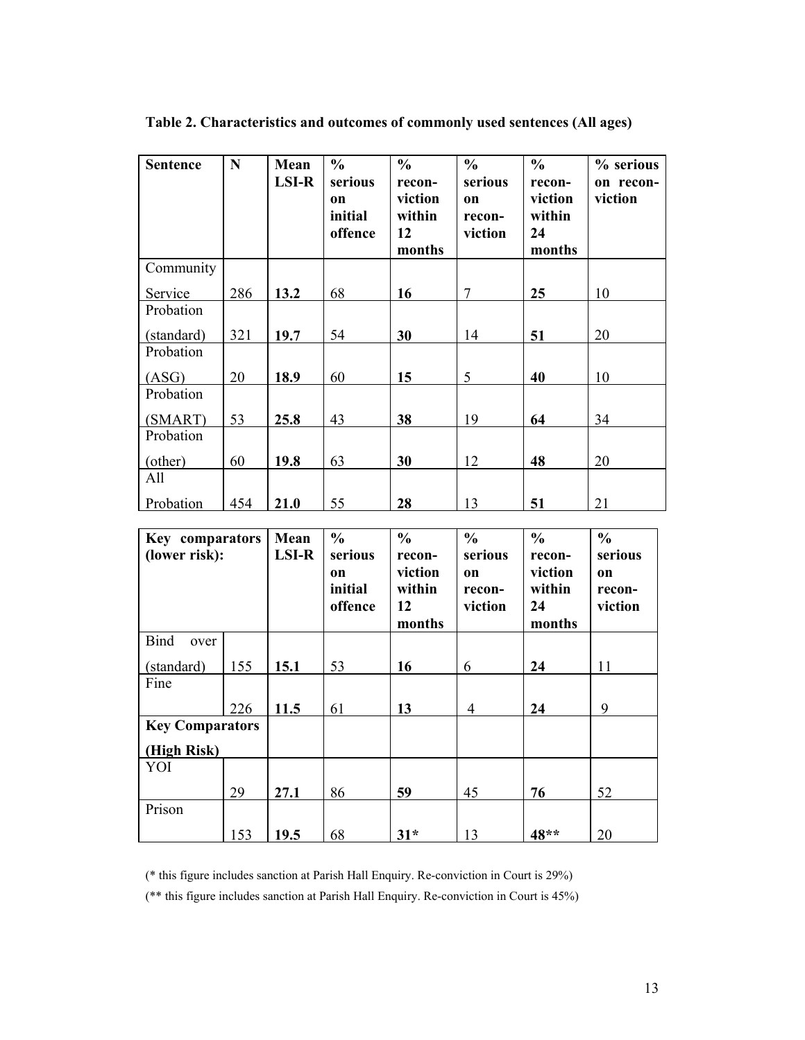**Table 2. Characteristics and outcomes of commonly used sentences (All ages)**

| Sentence | N | Mean LSI-R | % serious on initial offence | % recon-viction within 12 months | % serious on recon-viction | % recon-viction within 24 months | % serious on recon-viction |
|---|---|---|---|---|---|---|---|
| Community Service | 286 | **13.2** | 68 | **16** | 7 | **25** | 10 |
| Probation (standard) | 321 | **19.7** | 54 | **30** | 14 | **51** | 20 |
| Probation (ASG) | 20 | **18.9** | 60 | **15** | 5 | **40** | 10 |
| Probation (SMART) | 53 | **25.8** | 43 | **38** | 19 | **64** | 34 |
| Probation (other) | 60 | **19.8** | 63 | **30** | 12 | **48** | 20 |
| All Probation | 454 | **21.0** | 55 | **28** | 13 | **51** | 21 |

| Key comparators (lower risk): | | Mean LSI-R | % serious on initial offence | % recon-viction within 12 months | % serious on recon-viction | % recon-viction within 24 months | % serious on recon-viction |
|---|---|---|---|---|---|---|---|
| Bind over (standard) | 155 | **15.1** | 53 | **16** | 6 | **24** | 11 |
| Fine | 226 | **11.5** | 61 | **13** | 4 | **24** | 9 |
| **Key Comparators (High Risk)** | | | | | | | |
| YOI | 29 | **27.1** | 86 | **59** | 45 | **76** | 52 |
| Prison | 153 | **19.5** | 68 | **31*** | 13 | **48**** | 20 |

(* this figure includes sanction at Parish Hall Enquiry. Re-conviction in Court is 29%)

(** this figure includes sanction at Parish Hall Enquiry. Re-conviction in Court is 45%)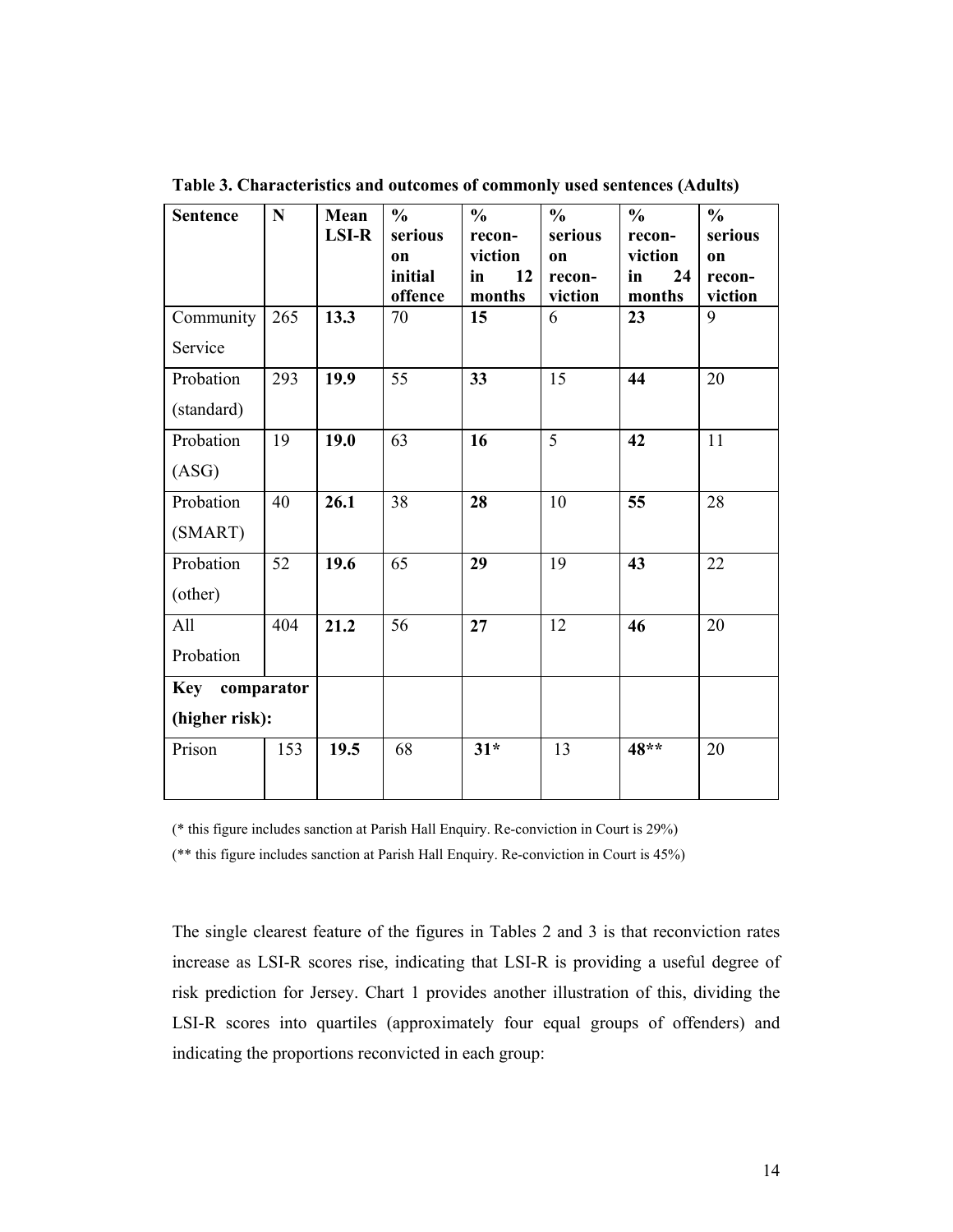**Table 3. Characteristics and outcomes of commonly used sentences (Adults)**

| Sentence | N | Mean LSI-R | % serious on initial offence | % recon-viction in 12 months | % serious on recon-viction | % recon-viction in 24 months | % serious on recon-viction |
|---|---|---|---|---|---|---|---|
| Community Service | 265 | **13.3** | 70 | **15** | 6 | **23** | 9 |
| Probation (standard) | 293 | **19.9** | 55 | **33** | 15 | **44** | 20 |
| Probation (ASG) | 19 | **19.0** | 63 | **16** | 5 | **42** | 11 |
| Probation (SMART) | 40 | **26.1** | 38 | **28** | 10 | **55** | 28 |
| Probation (other) | 52 | **19.6** | 65 | **29** | 19 | **43** | 22 |
| All Probation | 404 | **21.2** | 56 | **27** | 12 | **46** | 20 |
| **Key comparator (higher risk):** | | | | | | | |
| Prison | 153 | **19.5** | 68 | **31*** | 13 | **48**** | 20 |

(* this figure includes sanction at Parish Hall Enquiry. Re-conviction in Court is 29%)

(** this figure includes sanction at Parish Hall Enquiry. Re-conviction in Court is 45%)

The single clearest feature of the figures in Tables 2 and 3 is that reconviction rates increase as LSI-R scores rise, indicating that LSI-R is providing a useful degree of risk prediction for Jersey. Chart 1 provides another illustration of this, dividing the LSI-R scores into quartiles (approximately four equal groups of offenders) and indicating the proportions reconvicted in each group: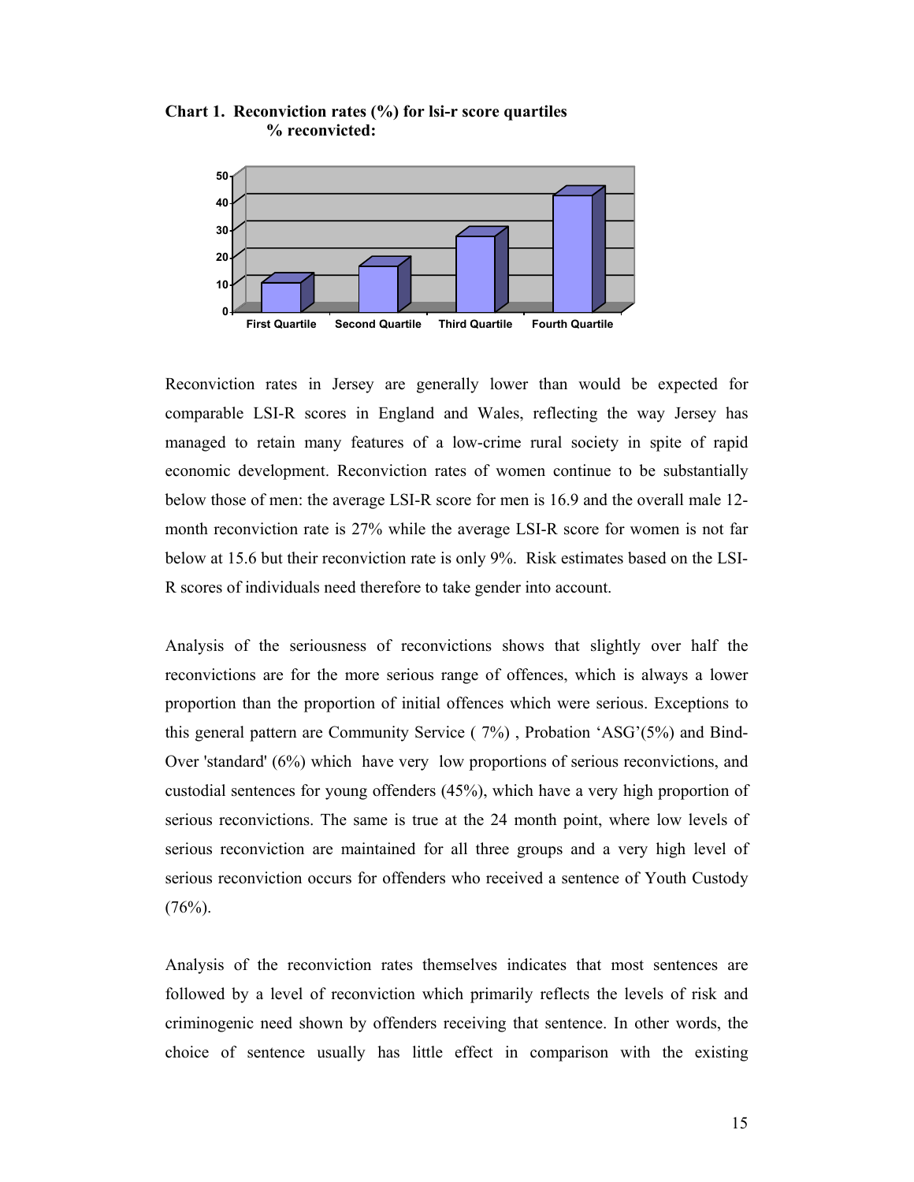**Chart 1. Reconviction rates (%) for lsi-r score quartiles**
**% reconvicted:**

Reconviction rates in Jersey are generally lower than would be expected for comparable LSI-R scores in England and Wales, reflecting the way Jersey has managed to retain many features of a low-crime rural society in spite of rapid economic development. Reconviction rates of women continue to be substantially below those of men: the average LSI-R score for men is 16.9 and the overall male 12-month reconviction rate is 27% while the average LSI-R score for women is not far below at 15.6 but their reconviction rate is only 9%. Risk estimates based on the LSI-R scores of individuals need therefore to take gender into account.

Analysis of the seriousness of reconvictions shows that slightly over half the reconvictions are for the more serious range of offences, which is always a lower proportion than the proportion of initial offences which were serious. Exceptions to this general pattern are Community Service ( 7%) , Probation 'ASG'(5%) and Bind-Over 'standard' (6%) which have very low proportions of serious reconvictions, and custodial sentences for young offenders (45%), which have a very high proportion of serious reconvictions. The same is true at the 24 month point, where low levels of serious reconviction are maintained for all three groups and a very high level of serious reconviction occurs for offenders who received a sentence of Youth Custody (76%).

Analysis of the reconviction rates themselves indicates that most sentences are followed by a level of reconviction which primarily reflects the levels of risk and criminogenic need shown by offenders receiving that sentence. In other words, the choice of sentence usually has little effect in comparison with the existing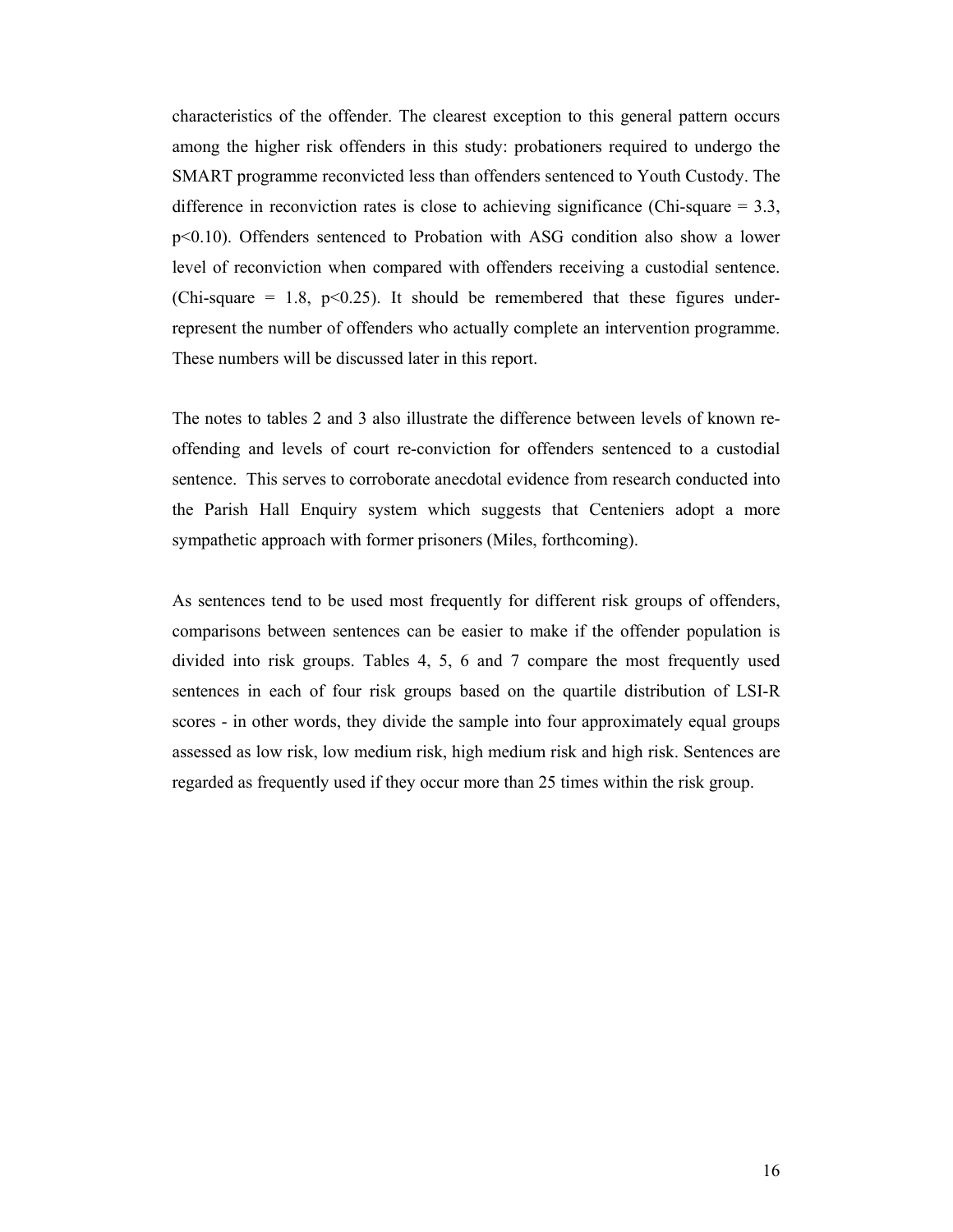characteristics of the offender. The clearest exception to this general pattern occurs among the higher risk offenders in this study: probationers required to undergo the SMART programme reconvicted less than offenders sentenced to Youth Custody. The difference in reconviction rates is close to achieving significance (Chi-square = 3.3, $p<0.10$). Offenders sentenced to Probation with ASG condition also show a lower level of reconviction when compared with offenders receiving a custodial sentence. (Chi-square = 1.8, $p<0.25$). It should be remembered that these figures under-represent the number of offenders who actually complete an intervention programme. These numbers will be discussed later in this report.

The notes to tables 2 and 3 also illustrate the difference between levels of known re-offending and levels of court re-conviction for offenders sentenced to a custodial sentence. This serves to corroborate anecdotal evidence from research conducted into the Parish Hall Enquiry system which suggests that Centeniers adopt a more sympathetic approach with former prisoners (Miles, forthcoming).

As sentences tend to be used most frequently for different risk groups of offenders, comparisons between sentences can be easier to make if the offender population is divided into risk groups. Tables 4, 5, 6 and 7 compare the most frequently used sentences in each of four risk groups based on the quartile distribution of LSI-R scores - in other words, they divide the sample into four approximately equal groups assessed as low risk, low medium risk, high medium risk and high risk. Sentences are regarded as frequently used if they occur more than 25 times within the risk group.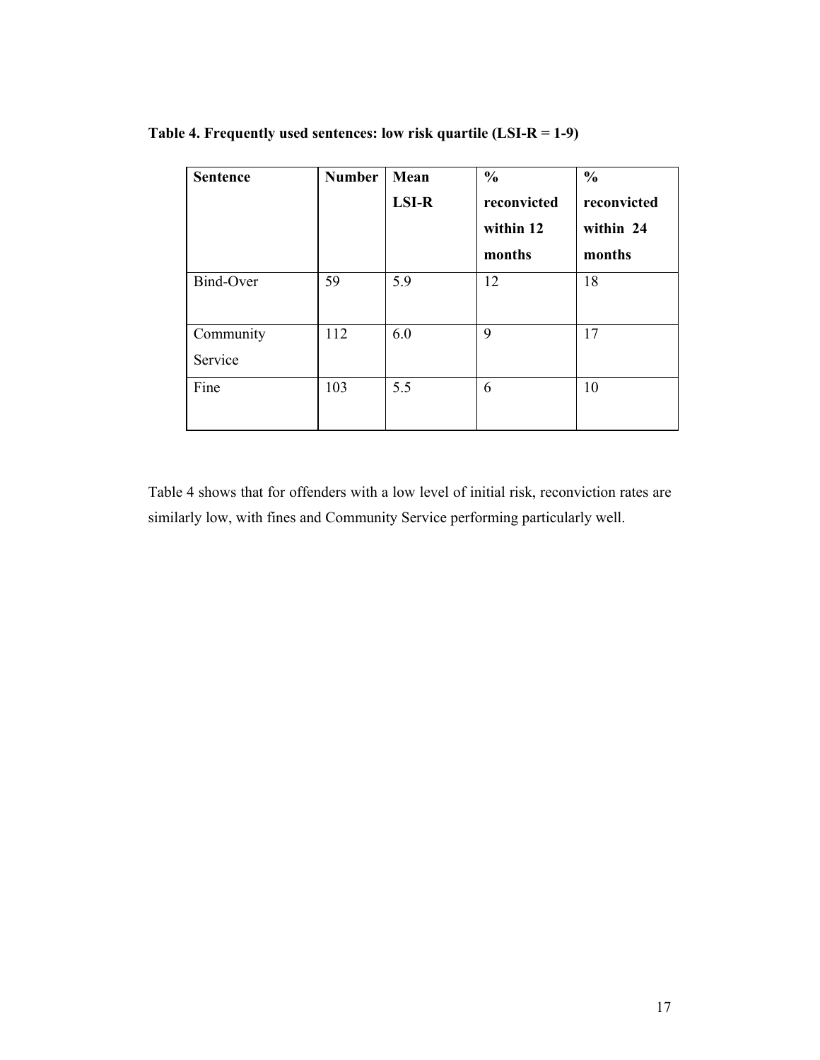**Table 4. Frequently used sentences: low risk quartile (LSI-R = 1-9)**

| Sentence | Number | Mean LSI-R | % reconvicted within 12 months | % reconvicted within 24 months |
|---|---|---|---|---|
| Bind-Over | 59 | 5.9 | 12 | 18 |
| Community Service | 112 | 6.0 | 9 | 17 |
| Fine | 103 | 5.5 | 6 | 10 |

Table 4 shows that for offenders with a low level of initial risk, reconviction rates are similarly low, with fines and Community Service performing particularly well.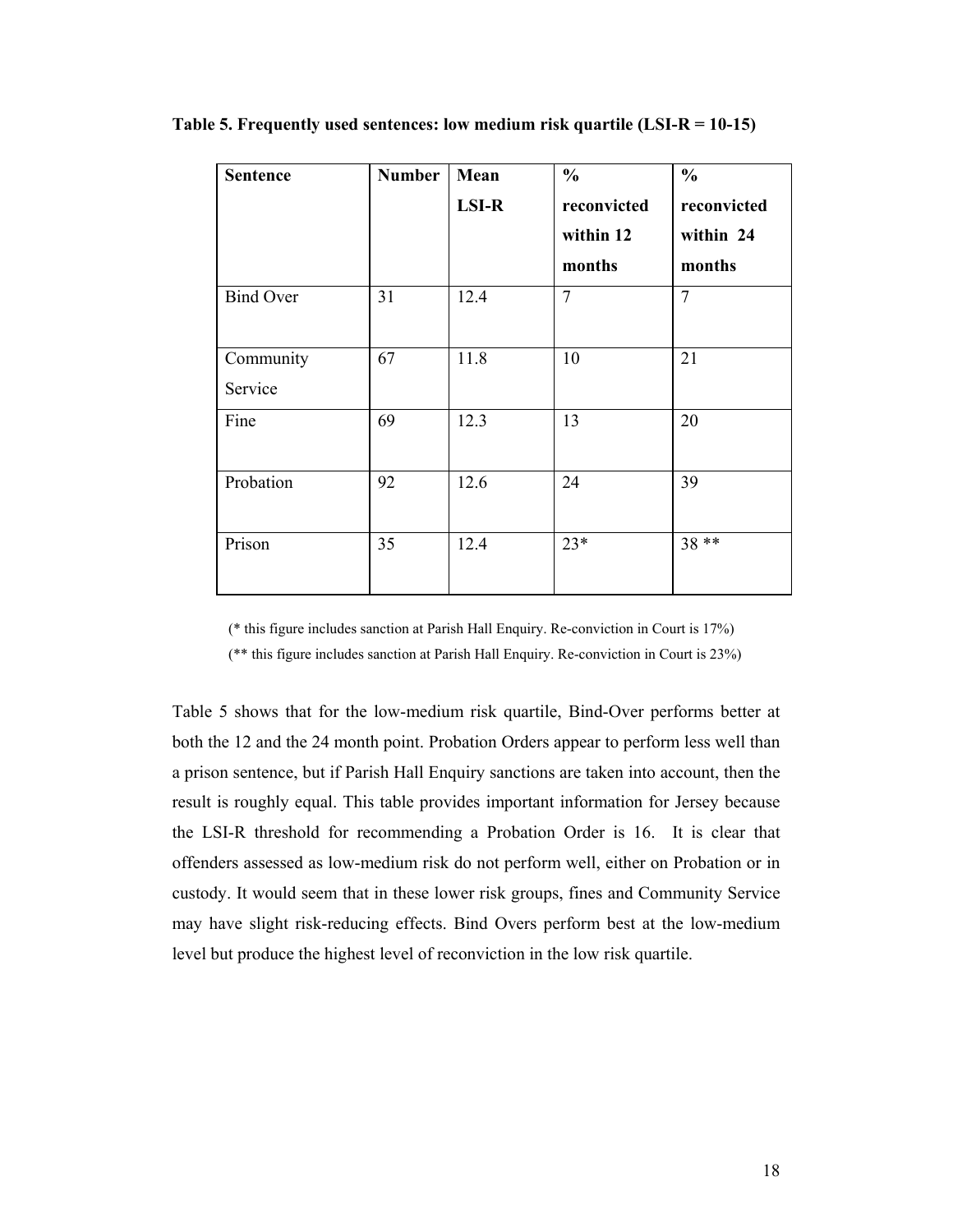**Table 5. Frequently used sentences: low medium risk quartile (LSI-R = 10-15)**

| Sentence | Number | Mean LSI-R | % reconvicted within 12 months | % reconvicted within 24 months |
|---|---|---|---|---|
| Bind Over | 31 | 12.4 | 7 | 7 |
| Community Service | 67 | 11.8 | 10 | 21 |
| Fine | 69 | 12.3 | 13 | 20 |
| Probation | 92 | 12.6 | 24 | 39 |
| Prison | 35 | 12.4 | 23* | 38 ** |

(* this figure includes sanction at Parish Hall Enquiry. Re-conviction in Court is 17%)

(** this figure includes sanction at Parish Hall Enquiry. Re-conviction in Court is 23%)

Table 5 shows that for the low-medium risk quartile, Bind-Over performs better at both the 12 and the 24 month point. Probation Orders appear to perform less well than a prison sentence, but if Parish Hall Enquiry sanctions are taken into account, then the result is roughly equal. This table provides important information for Jersey because the LSI-R threshold for recommending a Probation Order is 16. It is clear that offenders assessed as low-medium risk do not perform well, either on Probation or in custody. It would seem that in these lower risk groups, fines and Community Service may have slight risk-reducing effects. Bind Overs perform best at the low-medium level but produce the highest level of reconviction in the low risk quartile.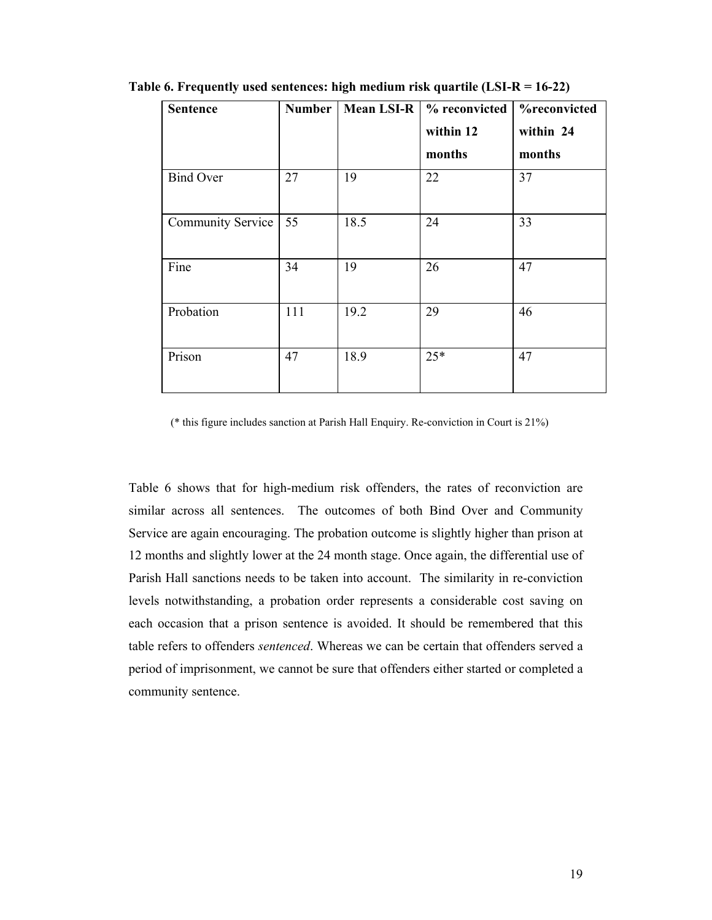**Table 6. Frequently used sentences: high medium risk quartile (LSI-R = 16-22)**

| Sentence | Number | Mean LSI-R | % reconvicted within 12 months | %reconvicted within 24 months |
|---|---|---|---|---|
| Bind Over | 27 | 19 | 22 | 37 |
| Community Service | 55 | 18.5 | 24 | 33 |
| Fine | 34 | 19 | 26 | 47 |
| Probation | 111 | 19.2 | 29 | 46 |
| Prison | 47 | 18.9 | 25* | 47 |

(* this figure includes sanction at Parish Hall Enquiry. Re-conviction in Court is 21%)

Table 6 shows that for high-medium risk offenders, the rates of reconviction are similar across all sentences. The outcomes of both Bind Over and Community Service are again encouraging. The probation outcome is slightly higher than prison at 12 months and slightly lower at the 24 month stage. Once again, the differential use of Parish Hall sanctions needs to be taken into account. The similarity in re-conviction levels notwithstanding, a probation order represents a considerable cost saving on each occasion that a prison sentence is avoided. It should be remembered that this table refers to offenders *sentenced*. Whereas we can be certain that offenders served a period of imprisonment, we cannot be sure that offenders either started or completed a community sentence.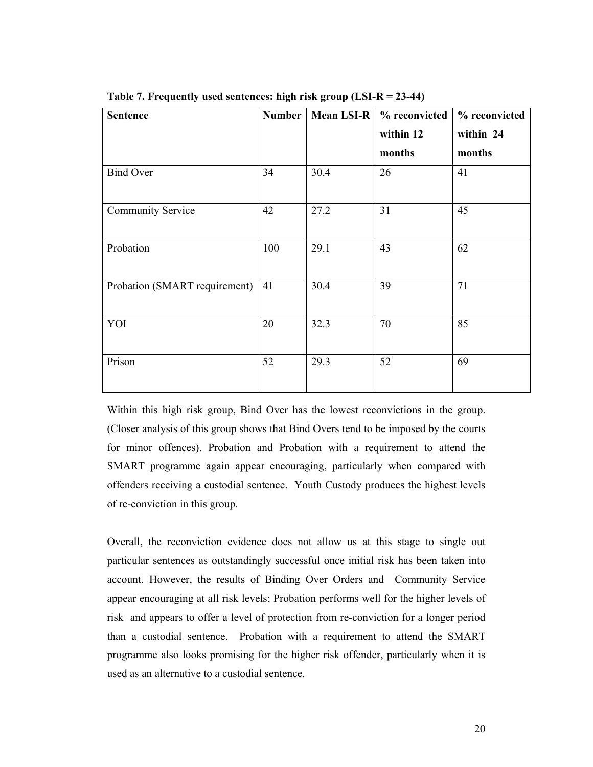**Table 7. Frequently used sentences: high risk group (LSI-R = 23-44)**

| Sentence | Number | Mean LSI-R | % reconvicted within 12 months | % reconvicted within 24 months |
|---|---|---|---|---|
| Bind Over | 34 | 30.4 | 26 | 41 |
| Community Service | 42 | 27.2 | 31 | 45 |
| Probation | 100 | 29.1 | 43 | 62 |
| Probation (SMART requirement) | 41 | 30.4 | 39 | 71 |
| YOI | 20 | 32.3 | 70 | 85 |
| Prison | 52 | 29.3 | 52 | 69 |

Within this high risk group, Bind Over has the lowest reconvictions in the group. (Closer analysis of this group shows that Bind Overs tend to be imposed by the courts for minor offences). Probation and Probation with a requirement to attend the SMART programme again appear encouraging, particularly when compared with offenders receiving a custodial sentence. Youth Custody produces the highest levels of re-conviction in this group.

Overall, the reconviction evidence does not allow us at this stage to single out particular sentences as outstandingly successful once initial risk has been taken into account. However, the results of Binding Over Orders and Community Service appear encouraging at all risk levels; Probation performs well for the higher levels of risk and appears to offer a level of protection from re-conviction for a longer period than a custodial sentence. Probation with a requirement to attend the SMART programme also looks promising for the higher risk offender, particularly when it is used as an alternative to a custodial sentence.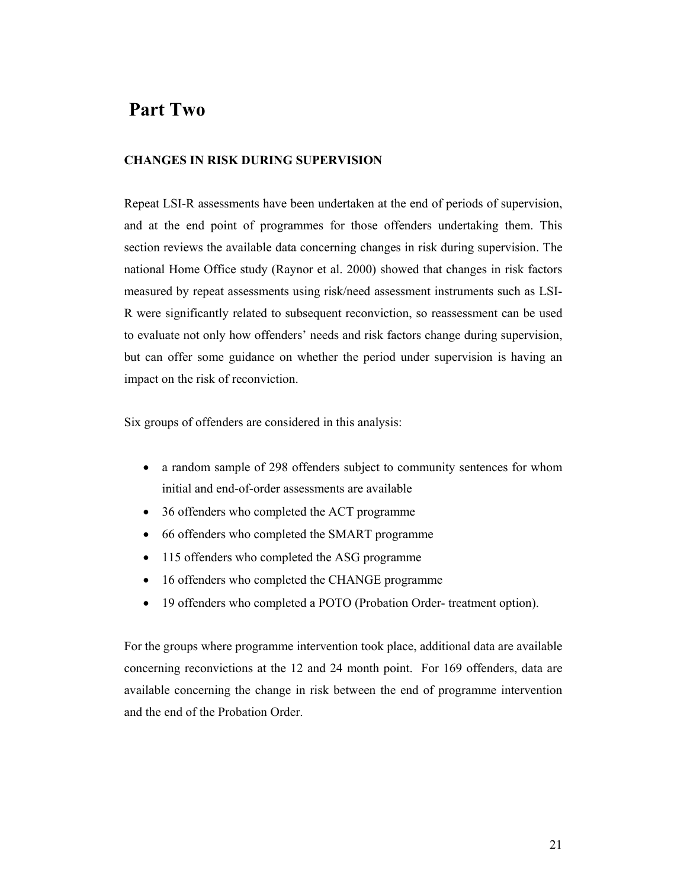# Part Two

### CHANGES IN RISK DURING SUPERVISION

Repeat LSI-R assessments have been undertaken at the end of periods of supervision, and at the end point of programmes for those offenders undertaking them. This section reviews the available data concerning changes in risk during supervision. The national Home Office study (Raynor et al. 2000) showed that changes in risk factors measured by repeat assessments using risk/need assessment instruments such as LSI-R were significantly related to subsequent reconviction, so reassessment can be used to evaluate not only how offenders' needs and risk factors change during supervision, but can offer some guidance on whether the period under supervision is having an impact on the risk of reconviction.

Six groups of offenders are considered in this analysis:

- a random sample of 298 offenders subject to community sentences for whom initial and end-of-order assessments are available
- 36 offenders who completed the ACT programme
- 66 offenders who completed the SMART programme
- 115 offenders who completed the ASG programme
- 16 offenders who completed the CHANGE programme
- 19 offenders who completed a POTO (Probation Order- treatment option).

For the groups where programme intervention took place, additional data are available concerning reconvictions at the 12 and 24 month point. For 169 offenders, data are available concerning the change in risk between the end of programme intervention and the end of the Probation Order.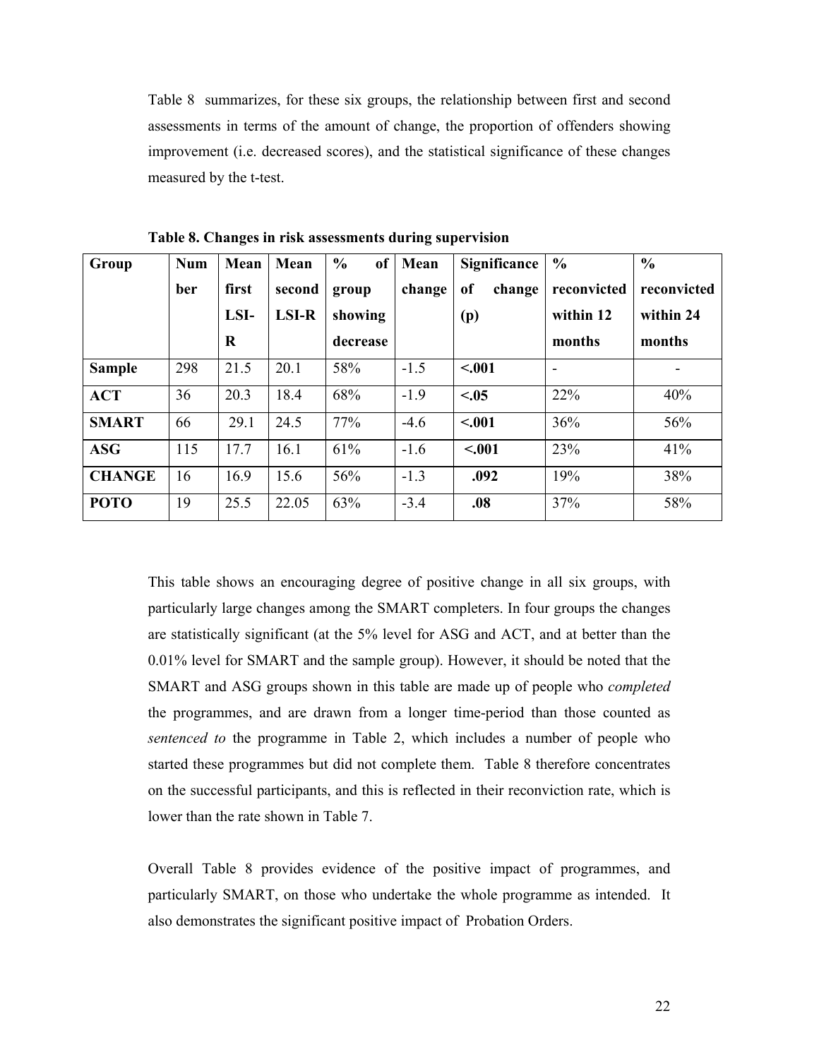Table 8 summarizes, for these six groups, the relationship between first and second assessments in terms of the amount of change, the proportion of offenders showing improvement (i.e. decreased scores), and the statistical significance of these changes measured by the t-test.

**Table 8. Changes in risk assessments during supervision**

| Group | Number | Mean first LSI-R | Mean second LSI-R | % of group showing decrease | Mean change | Significance of change (p) | % reconvicted within 12 months | % reconvicted within 24 months |
|---|---|---|---|---|---|---|---|---|
| **Sample** | 298 | 21.5 | 20.1 | 58% | -1.5 | **<.001** | - | - |
| **ACT** | 36 | 20.3 | 18.4 | 68% | -1.9 | **<.05** | 22% | 40% |
| **SMART** | 66 | 29.1 | 24.5 | 77% | -4.6 | **<.001** | 36% | 56% |
| **ASG** | 115 | 17.7 | 16.1 | 61% | -1.6 | **<.001** | 23% | 41% |
| **CHANGE** | 16 | 16.9 | 15.6 | 56% | -1.3 | **.092** | 19% | 38% |
| **POTO** | 19 | 25.5 | 22.05 | 63% | -3.4 | **.08** | 37% | 58% |

This table shows an encouraging degree of positive change in all six groups, with particularly large changes among the SMART completers. In four groups the changes are statistically significant (at the 5% level for ASG and ACT, and at better than the 0.01% level for SMART and the sample group). However, it should be noted that the SMART and ASG groups shown in this table are made up of people who *completed* the programmes, and are drawn from a longer time-period than those counted as *sentenced to* the programme in Table 2, which includes a number of people who started these programmes but did not complete them. Table 8 therefore concentrates on the successful participants, and this is reflected in their reconviction rate, which is lower than the rate shown in Table 7.

Overall Table 8 provides evidence of the positive impact of programmes, and particularly SMART, on those who undertake the whole programme as intended. It also demonstrates the significant positive impact of Probation Orders.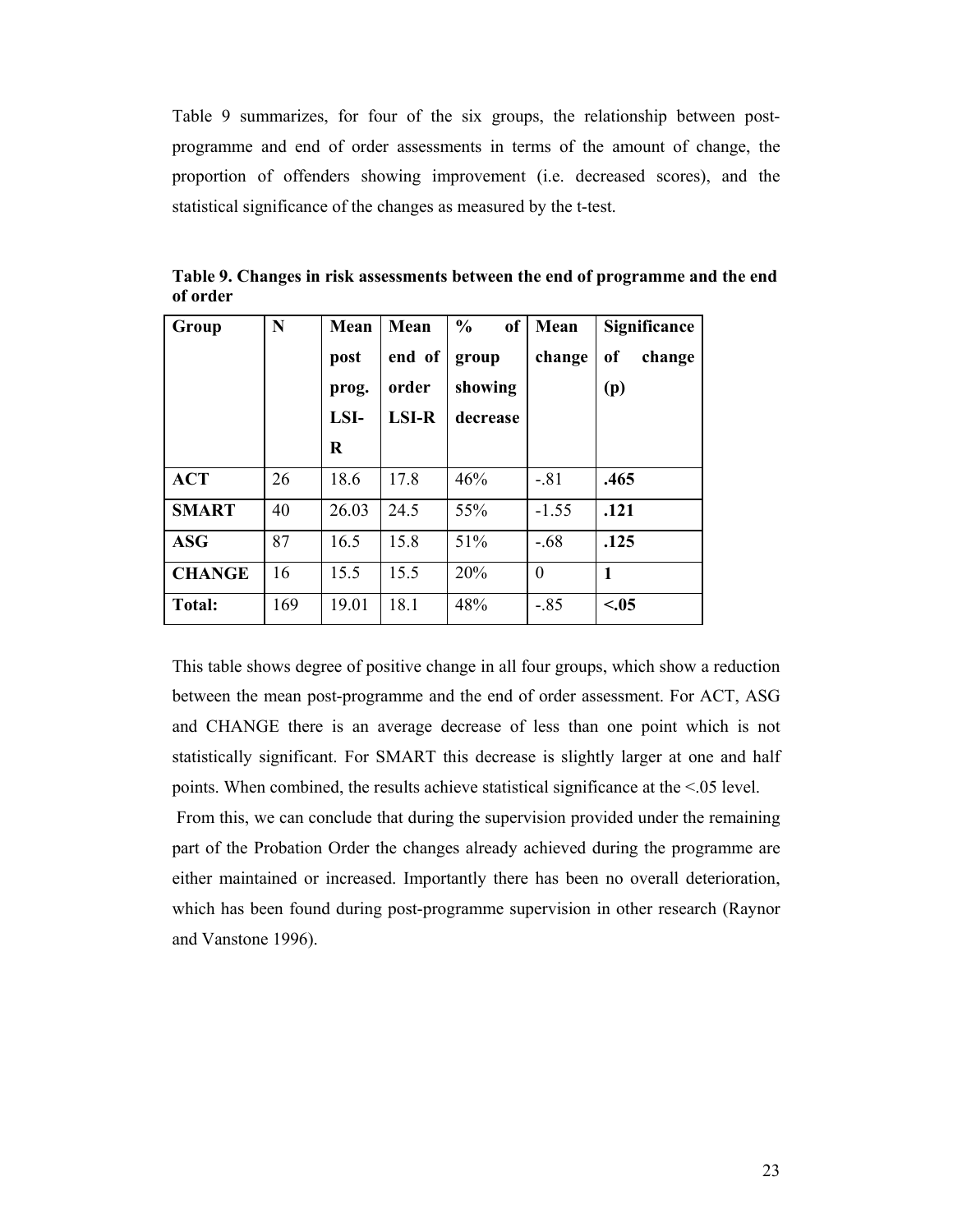Table 9 summarizes, for four of the six groups, the relationship between post-programme and end of order assessments in terms of the amount of change, the proportion of offenders showing improvement (i.e. decreased scores), and the statistical significance of the changes as measured by the t-test.

**Table 9. Changes in risk assessments between the end of programme and the end of order**

| Group | N | Mean post prog. LSI-R | Mean end of order LSI-R | % of group showing decrease | Mean change | Significance of change (p) |
|---|---|---|---|---|---|---|
| **ACT** | 26 | 18.6 | 17.8 | 46% | -.81 | **.465** |
| **SMART** | 40 | 26.03 | 24.5 | 55% | -1.55 | **.121** |
| **ASG** | 87 | 16.5 | 15.8 | 51% | -.68 | **.125** |
| **CHANGE** | 16 | 15.5 | 15.5 | 20% | 0 | **1** |
| **Total:** | 169 | 19.01 | 18.1 | 48% | -.85 | **<.05** |

This table shows degree of positive change in all four groups, which show a reduction between the mean post-programme and the end of order assessment. For ACT, ASG and CHANGE there is an average decrease of less than one point which is not statistically significant. For SMART this decrease is slightly larger at one and half points. When combined, the results achieve statistical significance at the <.05 level.

From this, we can conclude that during the supervision provided under the remaining part of the Probation Order the changes already achieved during the programme are either maintained or increased. Importantly there has been no overall deterioration, which has been found during post-programme supervision in other research (Raynor and Vanstone 1996).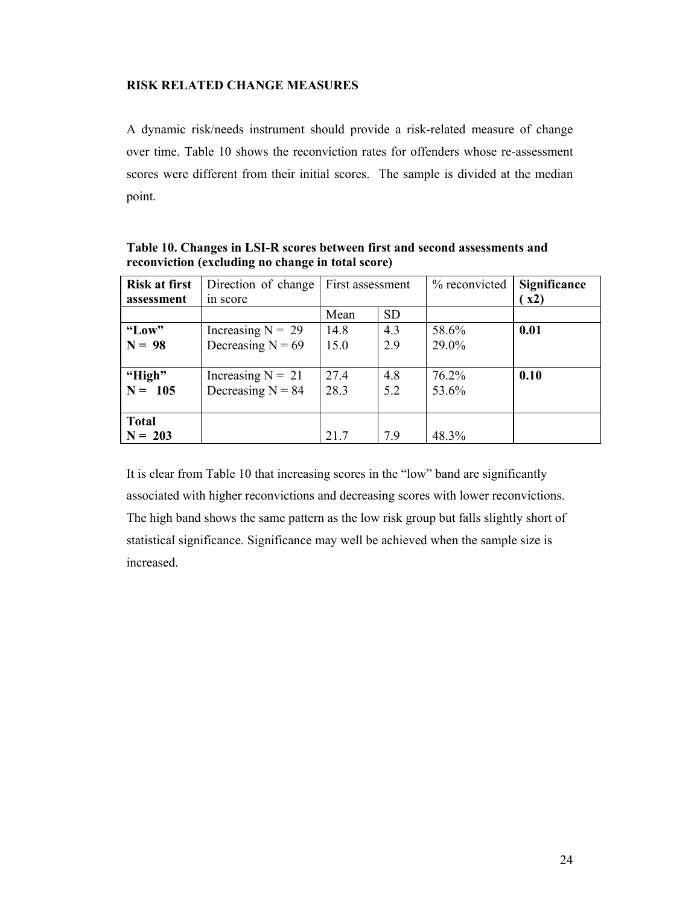### RISK RELATED CHANGE MEASURES

A dynamic risk/needs instrument should provide a risk-related measure of change over time. Table 10 shows the reconviction rates for offenders whose re-assessment scores were different from their initial scores. The sample is divided at the median point.

**Table 10. Changes in LSI-R scores between first and second assessments and reconviction (excluding no change in total score)**

| **Risk at first assessment** | Direction of change in score | First assessment | | % reconvicted | **Significance ( $x2$)** |
|---|---|---|---|---|---|
| | | Mean | SD | | |
| **"Low"**<br>**N = 98** | Increasing N = 29<br>Decreasing N = 69 | 14.8<br>15.0 | 4.3<br>2.9 | 58.6%<br>29.0% | **0.01** |
| **"High"**<br>**N = 105** | Increasing N = 21<br>Decreasing N = 84 | 27.4<br>28.3 | 4.8<br>5.2 | 76.2%<br>53.6% | **0.10** |
| **Total**<br>**N = 203** | | 21.7 | 7.9 | 48.3% | |

It is clear from Table 10 that increasing scores in the "low" band are significantly associated with higher reconvictions and decreasing scores with lower reconvictions. The high band shows the same pattern as the low risk group but falls slightly short of statistical significance. Significance may well be achieved when the sample size is increased.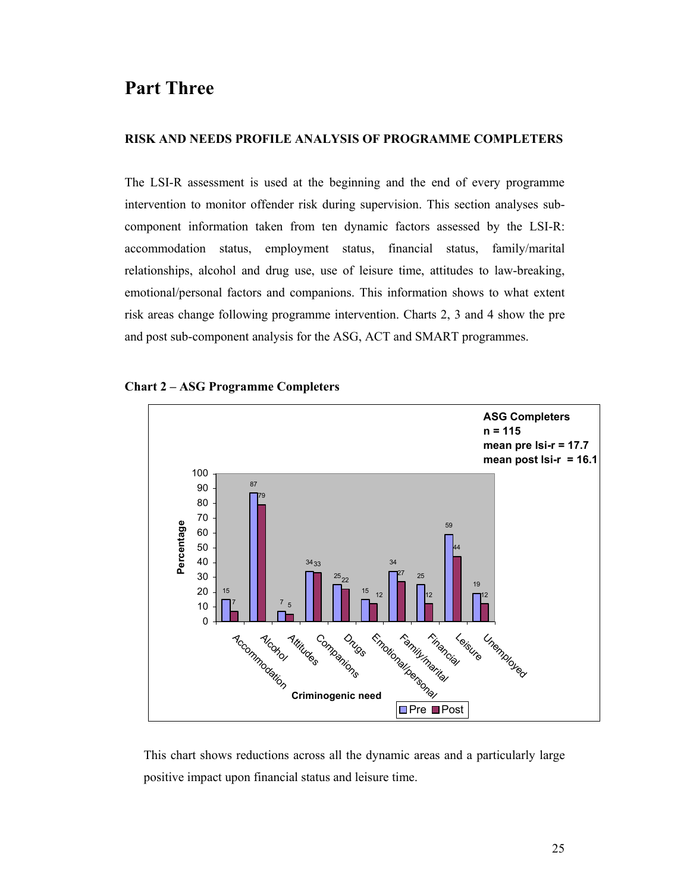# Part Three

## RISK AND NEEDS PROFILE ANALYSIS OF PROGRAMME COMPLETERS

The LSI-R assessment is used at the beginning and the end of every programme intervention to monitor offender risk during supervision. This section analyses sub-component information taken from ten dynamic factors assessed by the LSI-R: accommodation status, employment status, financial status, family/marital relationships, alcohol and drug use, use of leisure time, attitudes to law-breaking, emotional/personal factors and companions. This information shows to what extent risk areas change following programme intervention. Charts 2, 3 and 4 show the pre and post sub-component analysis for the ASG, ACT and SMART programmes.

**Chart 2 – ASG Programme Completers**

**ASG Completers**
**n = 115**
**mean pre lsi-r = 17.7**
**mean post lsi-r = 16.1**

| Criminogenic need | Pre (%) | Post (%) |
|---|---|---|
| Accommodation | 15 | 7 |
| Alcohol | 87 | 79 |
| Attitudes | 7 | 5 |
| Companions | 34 | 33 |
| Drugs | 25 | 22 |
| Emotional/personal | 15 | 12 |
| Family/marital | 34 | 27 |
| Financial | 25 | 12 |
| Leisure | 59 | 44 |
| Unemployed | 19 | 12 |

This chart shows reductions across all the dynamic areas and a particularly large positive impact upon financial status and leisure time.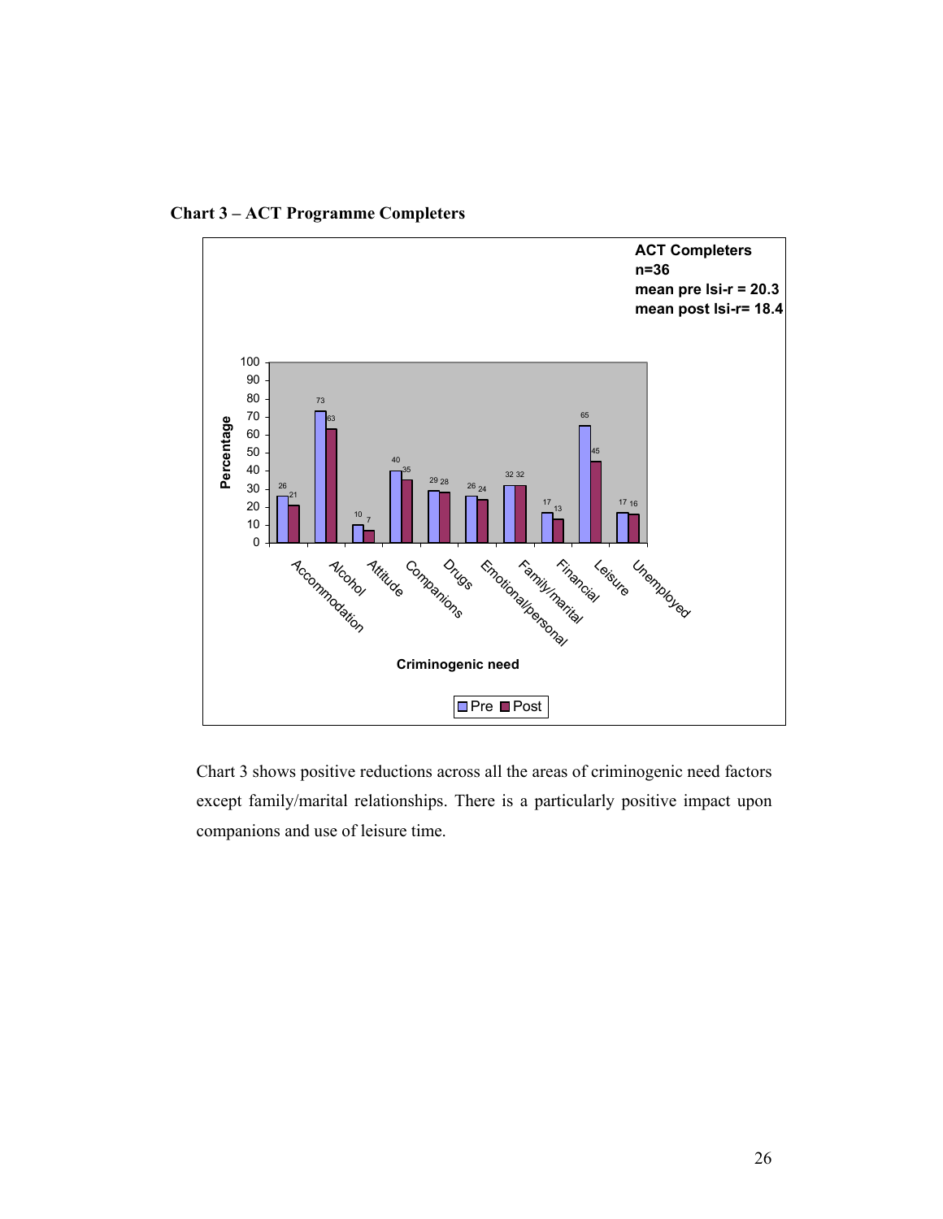**Chart 3 – ACT Programme Completers**

ACT Completers
n=36
mean pre lsi-r = 20.3
mean post lsi-r= 18.4

| Criminogenic need | Pre | Post |
|---|---|---|
| Accommodation | 26 | 21 |
| Alcohol | 73 | 63 |
| Attitude | 10 | 7 |
| Companions | 40 | 35 |
| Drugs | 29 | 28 |
| Emotional/personal | 26 | 24 |
| Family/marital | 32 | 32 |
| Financial | 17 | 13 |
| Leisure | 65 | 45 |
| Unemployed | 17 | 16 |

Chart 3 shows positive reductions across all the areas of criminogenic need factors except family/marital relationships. There is a particularly positive impact upon companions and use of leisure time.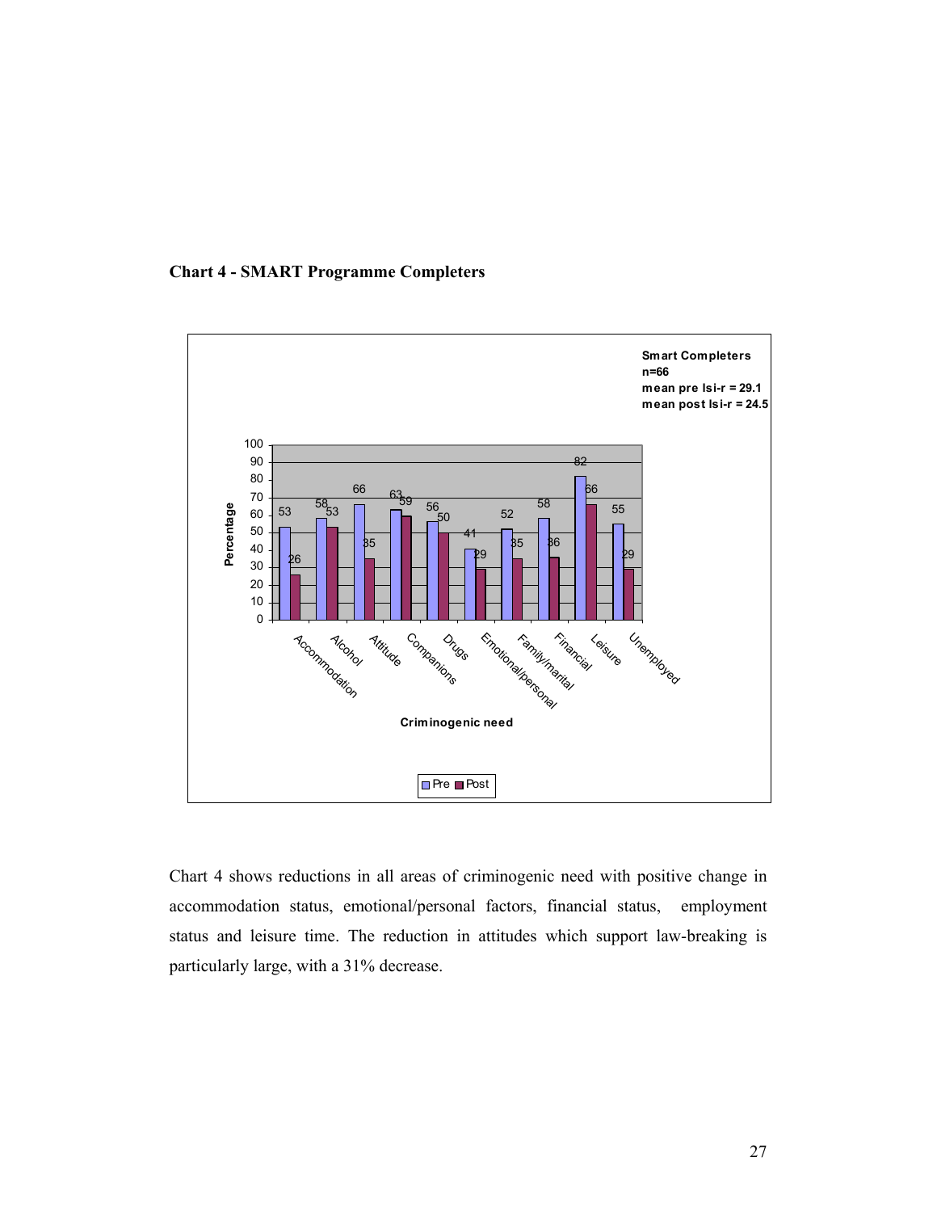**Chart 4 - SMART Programme Completers**

Smart Completers
n=66
mean pre lsi-r = 29.1
mean post lsi-r = 24.5

| Criminogenic need | Pre | Post |
|---|---|---|
| Accommodation | 53 | 26 |
| Alcohol | 58 | 53 |
| Attitude | 66 | 35 |
| Companions | 63 | 59 |
| Drugs | 56 | 50 |
| Emotional/personal | 41 | 29 |
| Family/marital | 52 | 35 |
| Financial | 58 | 36 |
| Leisure | 82 | 66 |
| Unemployed | 55 | 29 |

Chart 4 shows reductions in all areas of criminogenic need with positive change in accommodation status, emotional/personal factors, financial status, employment status and leisure time. The reduction in attitudes which support law-breaking is particularly large, with a 31% decrease.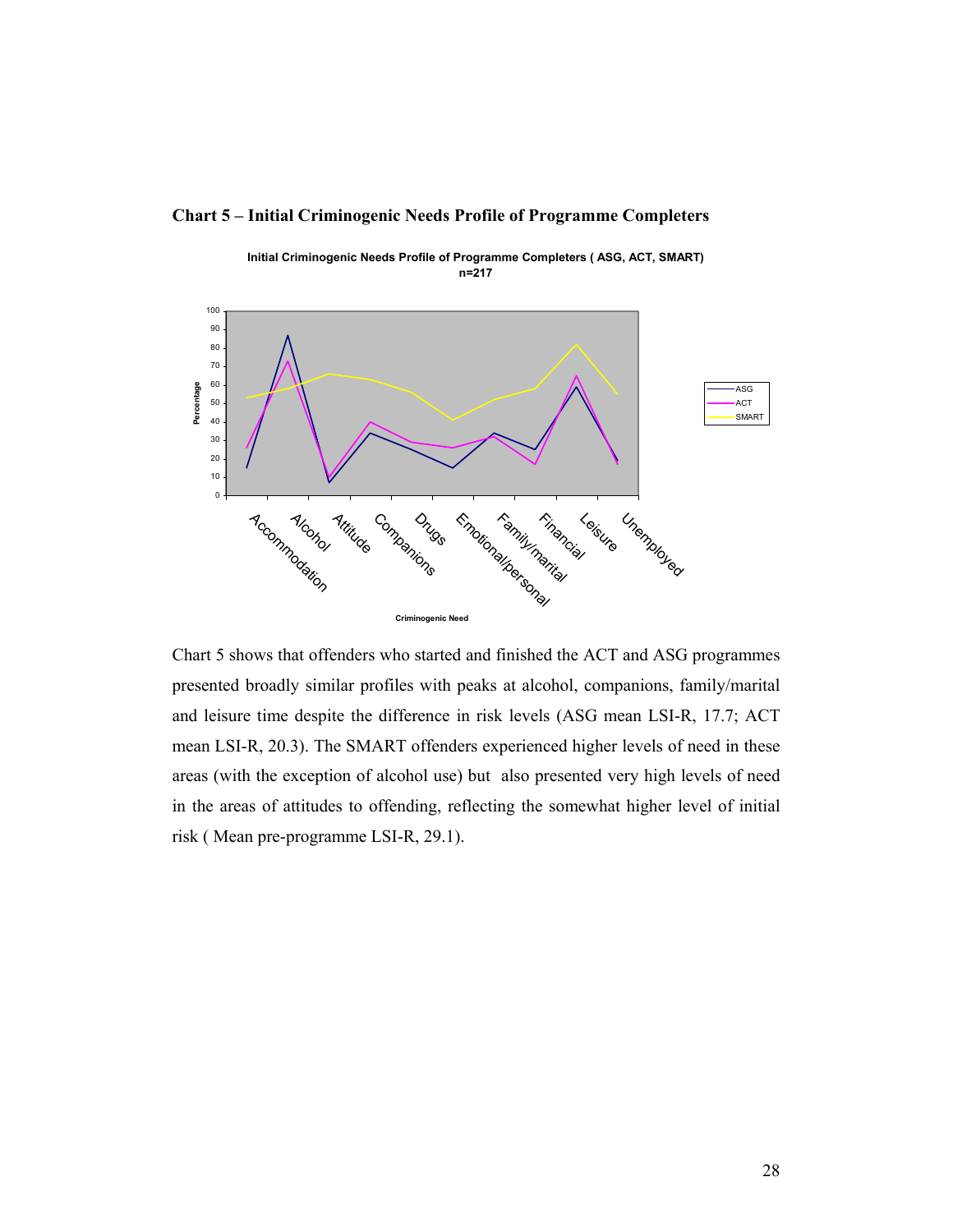**Chart 5 – Initial Criminogenic Needs Profile of Programme Completers**

Initial Criminogenic Needs Profile of Programme Completers ( ASG, ACT, SMART)
n=217

Chart 5 shows that offenders who started and finished the ACT and ASG programmes presented broadly similar profiles with peaks at alcohol, companions, family/marital and leisure time despite the difference in risk levels (ASG mean LSI-R, 17.7; ACT mean LSI-R, 20.3). The SMART offenders experienced higher levels of need in these areas (with the exception of alcohol use) but also presented very high levels of need in the areas of attitudes to offending, reflecting the somewhat higher level of initial risk ( Mean pre-programme LSI-R, 29.1).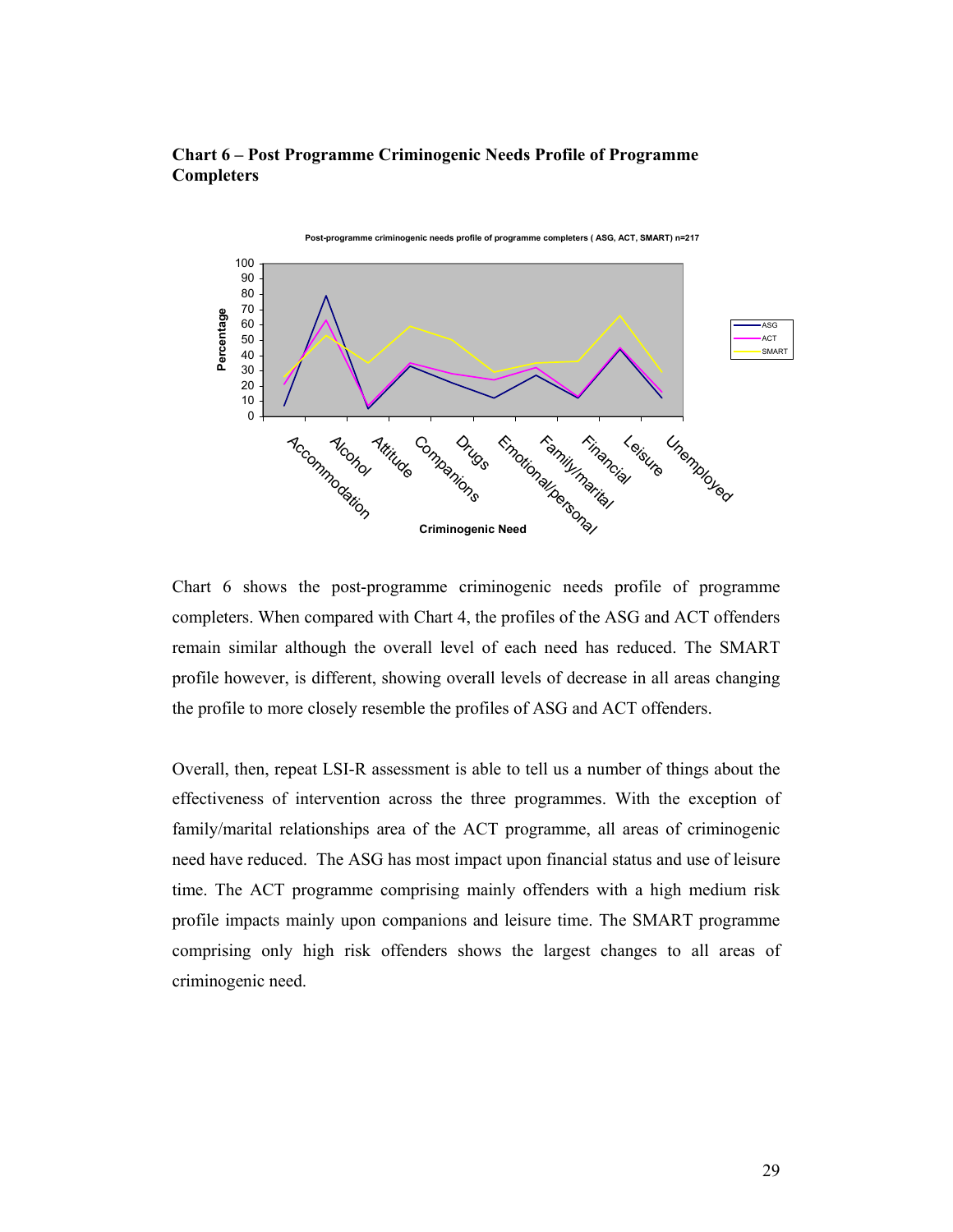**Chart 6 – Post Programme Criminogenic Needs Profile of Programme Completers**

Chart 6 shows the post-programme criminogenic needs profile of programme completers. When compared with Chart 4, the profiles of the ASG and ACT offenders remain similar although the overall level of each need has reduced. The SMART profile however, is different, showing overall levels of decrease in all areas changing the profile to more closely resemble the profiles of ASG and ACT offenders.

Overall, then, repeat LSI-R assessment is able to tell us a number of things about the effectiveness of intervention across the three programmes. With the exception of family/marital relationships area of the ACT programme, all areas of criminogenic need have reduced. The ASG has most impact upon financial status and use of leisure time. The ACT programme comprising mainly offenders with a high medium risk profile impacts mainly upon companions and leisure time. The SMART programme comprising only high risk offenders shows the largest changes to all areas of criminogenic need.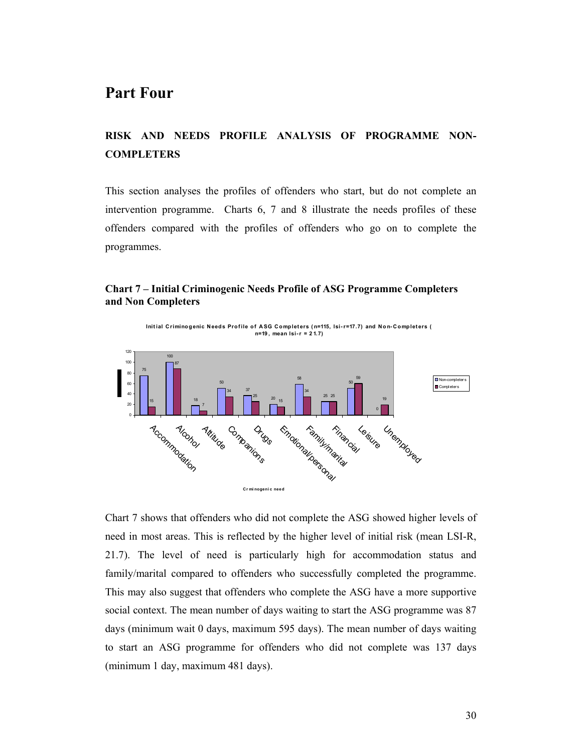# Part Four

## RISK AND NEEDS PROFILE ANALYSIS OF PROGRAMME NON-COMPLETERS

This section analyses the profiles of offenders who start, but do not complete an intervention programme. Charts 6, 7 and 8 illustrate the needs profiles of these offenders compared with the profiles of offenders who go on to complete the programmes.

**Chart 7 – Initial Criminogenic Needs Profile of ASG Programme Completers and Non Completers**

Initial Criminogenic Needs Profile of ASG Completers (n=115, lsi-r=17.7) and Non-Completers ( n=19, mean lsi-r = 21.7)

| Criminogenic need | Non-completers | Completers |
|---|---|---|
| Accommodation | 75 | 15 |
| Alcohol | 100 | 87 |
| Attitude | 18 | 7 |
| Companions | 50 | 34 |
| Drugs | 37 | 25 |
| Emotional/personal | 20 | 15 |
| Family/marital | 58 | 34 |
| Financial | 25 | 25 |
| Leisure | 50 | 59 |
| Unemployed | 0 | 19 |

Chart 7 shows that offenders who did not complete the ASG showed higher levels of need in most areas. This is reflected by the higher level of initial risk (mean LSI-R, 21.7). The level of need is particularly high for accommodation status and family/marital compared to offenders who successfully completed the programme. This may also suggest that offenders who complete the ASG have a more supportive social context. The mean number of days waiting to start the ASG programme was 87 days (minimum wait 0 days, maximum 595 days). The mean number of days waiting to start an ASG programme for offenders who did not complete was 137 days (minimum 1 day, maximum 481 days).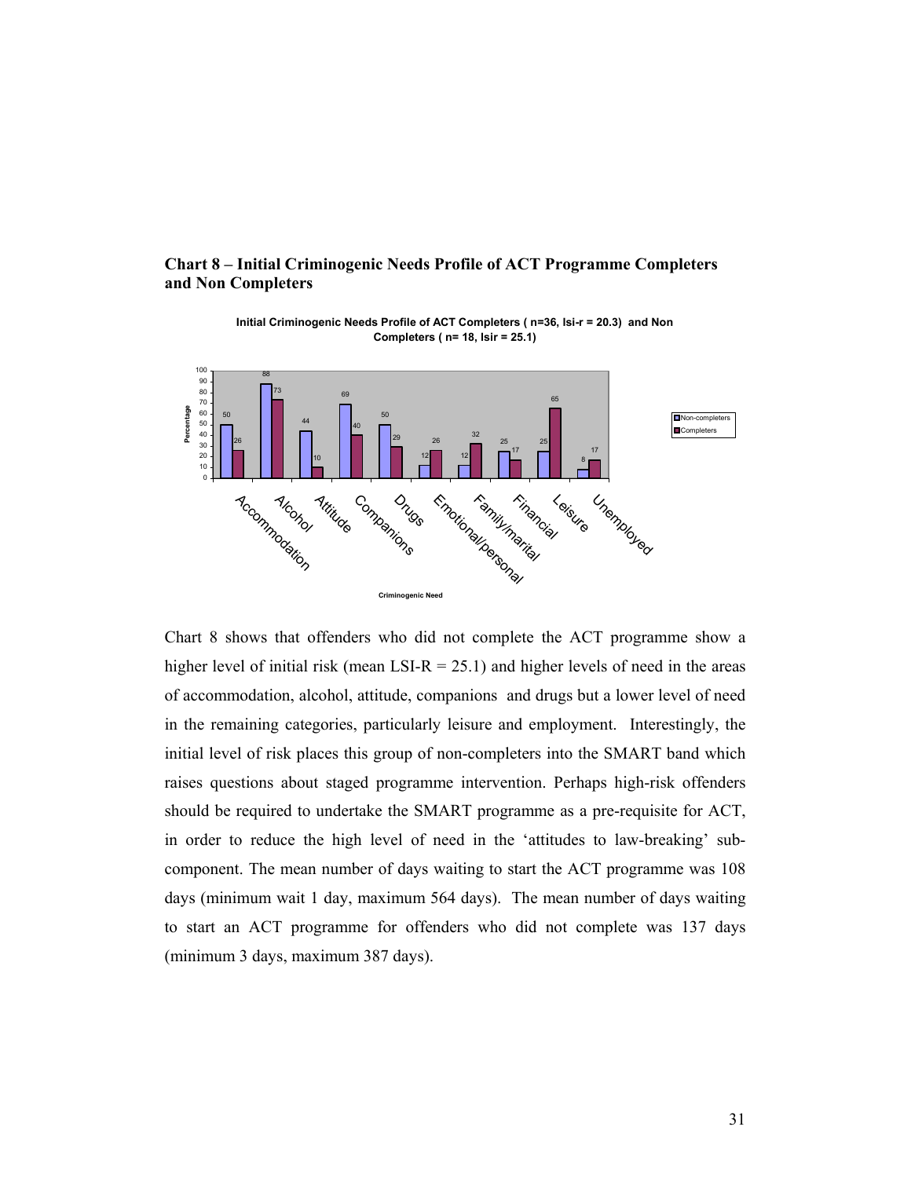**Chart 8 – Initial Criminogenic Needs Profile of ACT Programme Completers and Non Completers**

**Initial Criminogenic Needs Profile of ACT Completers ( n=36, lsi-r = 20.3) and Non Completers ( n= 18, lsir = 25.1)**

| Criminogenic Need | Non-completers (Percentage) | Completers (Percentage) |
| --- | --- | --- |
| Accommodation | 50 | 26 |
| Alcohol | 88 | 73 |
| Attitude | 44 | 10 |
| Companions | 69 | 40 |
| Drugs | 50 | 29 |
| Emotional/personal | 12 | 26 |
| Family/marital | 12 | 32 |
| Financial | 25 | 17 |
| Leisure | 25 | 65 |
| Unemployed | 8 | 17 |

Chart 8 shows that offenders who did not complete the ACT programme show a higher level of initial risk (mean LSI-R = 25.1) and higher levels of need in the areas of accommodation, alcohol, attitude, companions and drugs but a lower level of need in the remaining categories, particularly leisure and employment. Interestingly, the initial level of risk places this group of non-completers into the SMART band which raises questions about staged programme intervention. Perhaps high-risk offenders should be required to undertake the SMART programme as a pre-requisite for ACT, in order to reduce the high level of need in the 'attitudes to law-breaking' sub-component. The mean number of days waiting to start the ACT programme was 108 days (minimum wait 1 day, maximum 564 days). The mean number of days waiting to start an ACT programme for offenders who did not complete was 137 days (minimum 3 days, maximum 387 days).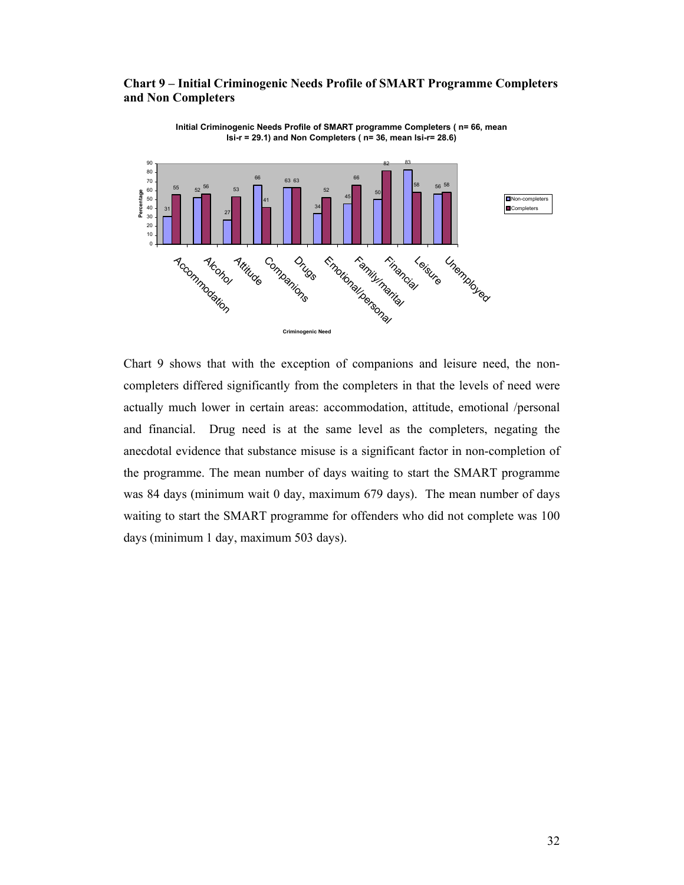**Chart 9 – Initial Criminogenic Needs Profile of SMART Programme Completers and Non Completers**

**Initial Criminogenic Needs Profile of SMART programme Completers ( n= 66, mean lsi-r = 29.1) and Non Completers ( n= 36, mean lsi-r= 28.6)**

| Criminogenic Need | Non-completers (%) | Completers (%) |
|---|---|---|
| Accommodation | 31 | 55 |
| Alcohol | 52 | 56 |
| Attitude | 27 | 53 |
| Companions | 66 | 41 |
| Drugs | 63 | 63 |
| Emotional/personal | 34 | 52 |
| Family/marital | 45 | 66 |
| Financial | 50 | 82 |
| Leisure | 83 | 58 |
| Unemployed | 56 | 58 |

Chart 9 shows that with the exception of companions and leisure need, the non-completers differed significantly from the completers in that the levels of need were actually much lower in certain areas: accommodation, attitude, emotional /personal and financial. Drug need is at the same level as the completers, negating the anecdotal evidence that substance misuse is a significant factor in non-completion of the programme. The mean number of days waiting to start the SMART programme was 84 days (minimum wait 0 day, maximum 679 days). The mean number of days waiting to start the SMART programme for offenders who did not complete was 100 days (minimum 1 day, maximum 503 days).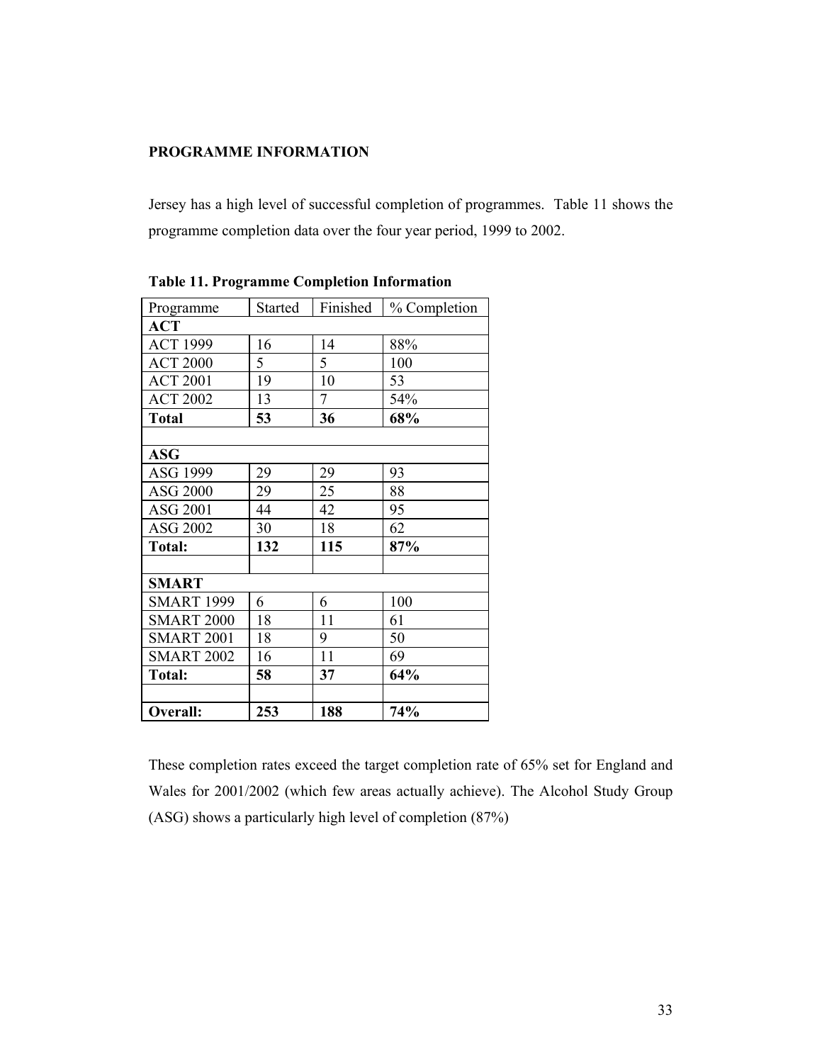**PROGRAMME INFORMATION**

Jersey has a high level of successful completion of programmes. Table 11 shows the programme completion data over the four year period, 1999 to 2002.

**Table 11. Programme Completion Information**

| Programme | Started | Finished | % Completion |
|---|---|---|---|
| **ACT** | | | |
| ACT 1999 | 16 | 14 | 88% |
| ACT 2000 | 5 | 5 | 100 |
| ACT 2001 | 19 | 10 | 53 |
| ACT 2002 | 13 | 7 | 54% |
| **Total** | **53** | **36** | **68%** |
| | | | |
| **ASG** | | | |
| ASG 1999 | 29 | 29 | 93 |
| ASG 2000 | 29 | 25 | 88 |
| ASG 2001 | 44 | 42 | 95 |
| ASG 2002 | 30 | 18 | 62 |
| **Total:** | **132** | **115** | **87%** |
| | | | |
| **SMART** | | | |
| SMART 1999 | 6 | 6 | 100 |
| SMART 2000 | 18 | 11 | 61 |
| SMART 2001 | 18 | 9 | 50 |
| SMART 2002 | 16 | 11 | 69 |
| **Total:** | **58** | **37** | **64%** |
| | | | |
| **Overall:** | **253** | **188** | **74%** |

These completion rates exceed the target completion rate of 65% set for England and Wales for 2001/2002 (which few areas actually achieve). The Alcohol Study Group (ASG) shows a particularly high level of completion (87%)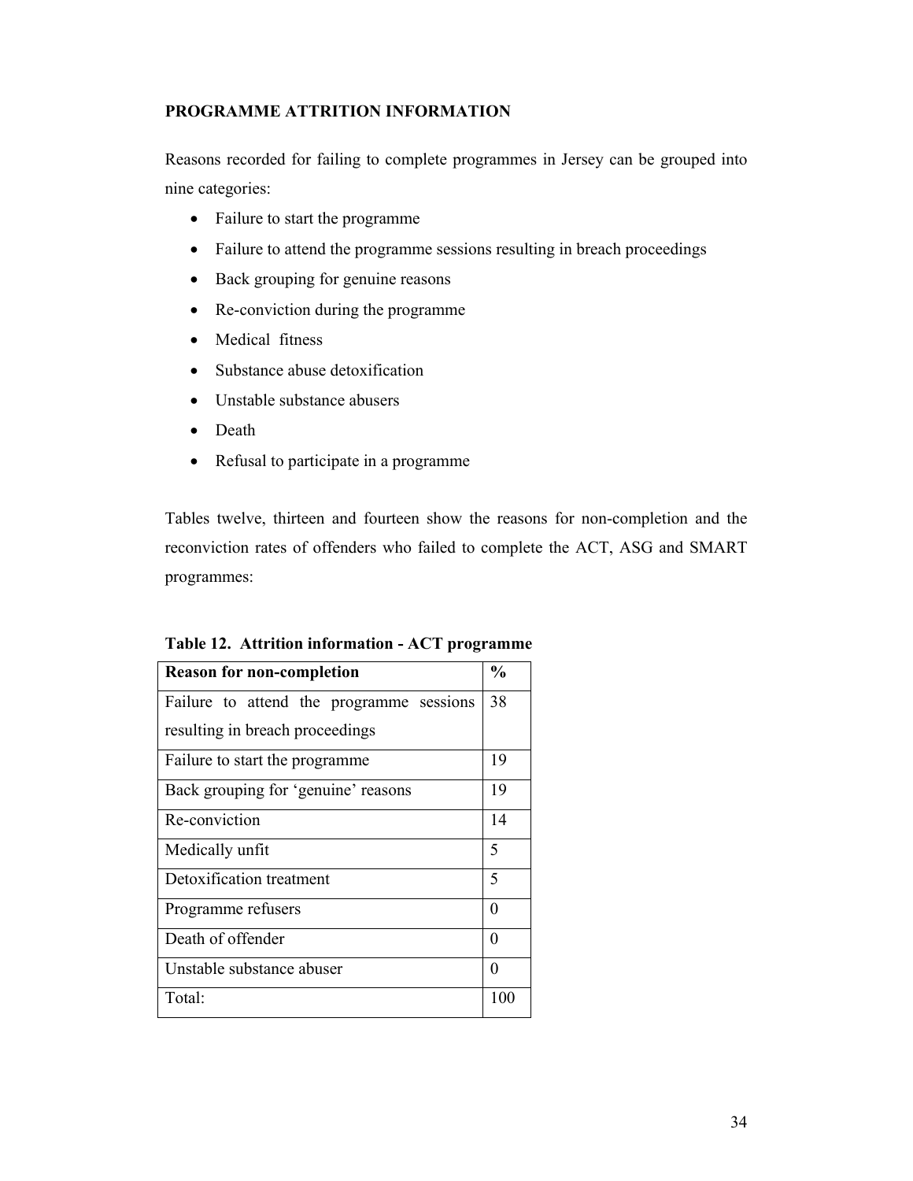**PROGRAMME ATTRITION INFORMATION**

Reasons recorded for failing to complete programmes in Jersey can be grouped into nine categories:

- Failure to start the programme
- Failure to attend the programme sessions resulting in breach proceedings
- Back grouping for genuine reasons
- Re-conviction during the programme
- Medical fitness
- Substance abuse detoxification
- Unstable substance abusers
- Death
- Refusal to participate in a programme

Tables twelve, thirteen and fourteen show the reasons for non-completion and the reconviction rates of offenders who failed to complete the ACT, ASG and SMART programmes:

**Table 12. Attrition information - ACT programme**

| Reason for non-completion | % |
|---|---|
| Failure to attend the programme sessions resulting in breach proceedings | 38 |
| Failure to start the programme | 19 |
| Back grouping for 'genuine' reasons | 19 |
| Re-conviction | 14 |
| Medically unfit | 5 |
| Detoxification treatment | 5 |
| Programme refusers | 0 |
| Death of offender | 0 |
| Unstable substance abuser | 0 |
| Total: | 100 |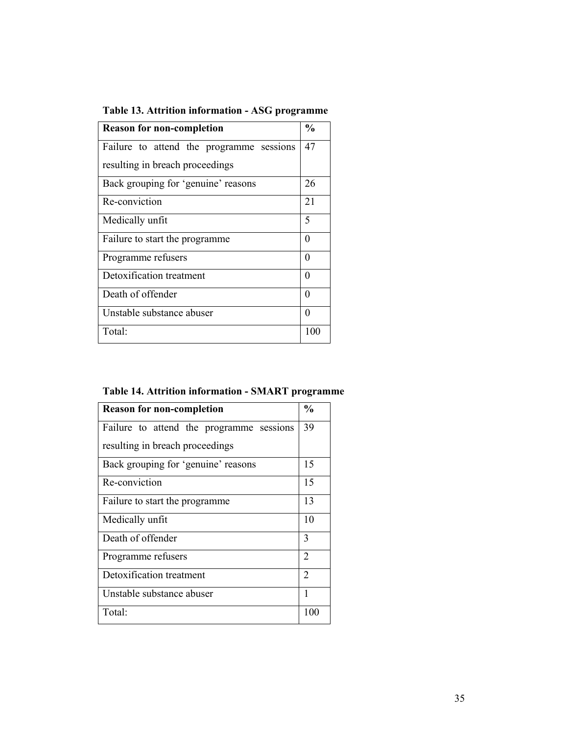**Table 13. Attrition information - ASG programme**

| Reason for non-completion | % |
|---|---|
| Failure to attend the programme sessions resulting in breach proceedings | 47 |
| Back grouping for 'genuine' reasons | 26 |
| Re-conviction | 21 |
| Medically unfit | 5 |
| Failure to start the programme | 0 |
| Programme refusers | 0 |
| Detoxification treatment | 0 |
| Death of offender | 0 |
| Unstable substance abuser | 0 |
| Total: | 100 |

**Table 14. Attrition information - SMART programme**

| Reason for non-completion | % |
|---|---|
| Failure to attend the programme sessions resulting in breach proceedings | 39 |
| Back grouping for 'genuine' reasons | 15 |
| Re-conviction | 15 |
| Failure to start the programme | 13 |
| Medically unfit | 10 |
| Death of offender | 3 |
| Programme refusers | 2 |
| Detoxification treatment | 2 |
| Unstable substance abuser | 1 |
| Total: | 100 |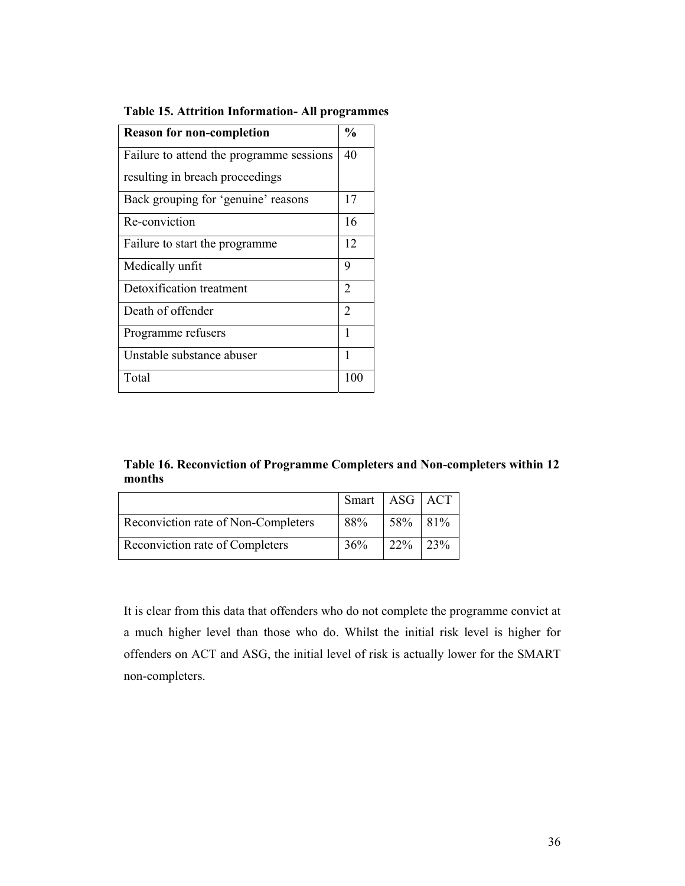**Table 15. Attrition Information- All programmes**

| Reason for non-completion | % |
|---|---|
| Failure to attend the programme sessions resulting in breach proceedings | 40 |
| Back grouping for 'genuine' reasons | 17 |
| Re-conviction | 16 |
| Failure to start the programme | 12 |
| Medically unfit | 9 |
| Detoxification treatment | 2 |
| Death of offender | 2 |
| Programme refusers | 1 |
| Unstable substance abuser | 1 |
| Total | 100 |

**Table 16. Reconviction of Programme Completers and Non-completers within 12 months**

| | Smart | ASG | ACT |
|---|---|---|---|
| Reconviction rate of Non-Completers | 88% | 58% | 81% |
| Reconviction rate of Completers | 36% | 22% | 23% |

It is clear from this data that offenders who do not complete the programme convict at a much higher level than those who do. Whilst the initial risk level is higher for offenders on ACT and ASG, the initial level of risk is actually lower for the SMART non-completers.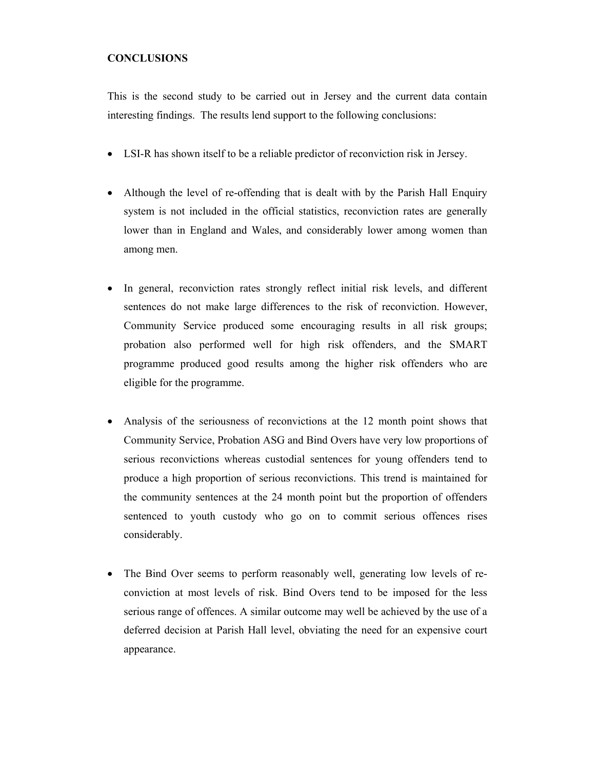**CONCLUSIONS**

This is the second study to be carried out in Jersey and the current data contain interesting findings. The results lend support to the following conclusions:

- LSI-R has shown itself to be a reliable predictor of reconviction risk in Jersey.

- Although the level of re-offending that is dealt with by the Parish Hall Enquiry system is not included in the official statistics, reconviction rates are generally lower than in England and Wales, and considerably lower among women than among men.

- In general, reconviction rates strongly reflect initial risk levels, and different sentences do not make large differences to the risk of reconviction. However, Community Service produced some encouraging results in all risk groups; probation also performed well for high risk offenders, and the SMART programme produced good results among the higher risk offenders who are eligible for the programme.

- Analysis of the seriousness of reconvictions at the 12 month point shows that Community Service, Probation ASG and Bind Overs have very low proportions of serious reconvictions whereas custodial sentences for young offenders tend to produce a high proportion of serious reconvictions. This trend is maintained for the community sentences at the 24 month point but the proportion of offenders sentenced to youth custody who go on to commit serious offences rises considerably.

- The Bind Over seems to perform reasonably well, generating low levels of re-conviction at most levels of risk. Bind Overs tend to be imposed for the less serious range of offences. A similar outcome may well be achieved by the use of a deferred decision at Parish Hall level, obviating the need for an expensive court appearance.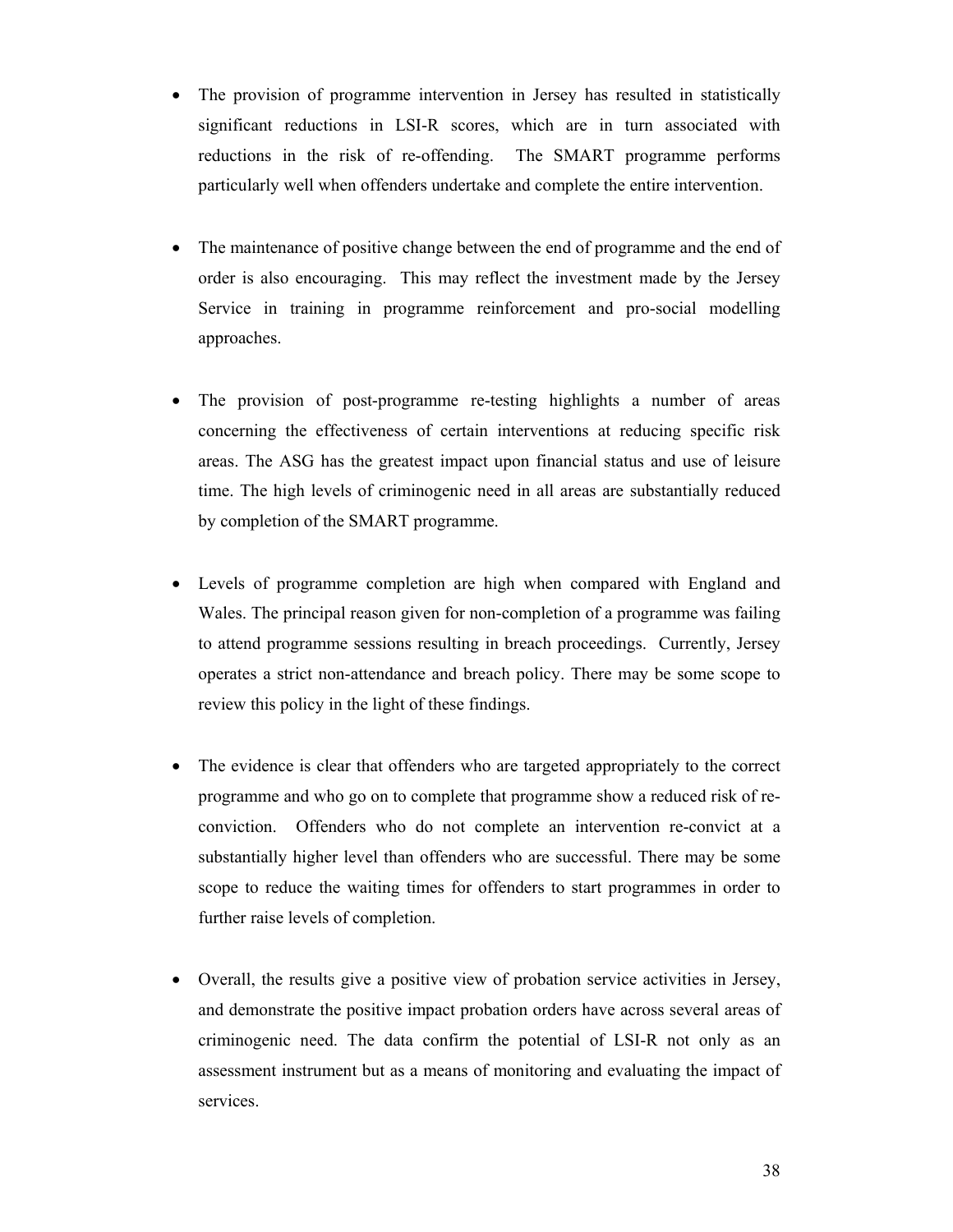- The provision of programme intervention in Jersey has resulted in statistically significant reductions in LSI-R scores, which are in turn associated with reductions in the risk of re-offending. The SMART programme performs particularly well when offenders undertake and complete the entire intervention.

- The maintenance of positive change between the end of programme and the end of order is also encouraging. This may reflect the investment made by the Jersey Service in training in programme reinforcement and pro-social modelling approaches.

- The provision of post-programme re-testing highlights a number of areas concerning the effectiveness of certain interventions at reducing specific risk areas. The ASG has the greatest impact upon financial status and use of leisure time. The high levels of criminogenic need in all areas are substantially reduced by completion of the SMART programme.

- Levels of programme completion are high when compared with England and Wales. The principal reason given for non-completion of a programme was failing to attend programme sessions resulting in breach proceedings. Currently, Jersey operates a strict non-attendance and breach policy. There may be some scope to review this policy in the light of these findings.

- The evidence is clear that offenders who are targeted appropriately to the correct programme and who go on to complete that programme show a reduced risk of re-conviction. Offenders who do not complete an intervention re-convict at a substantially higher level than offenders who are successful. There may be some scope to reduce the waiting times for offenders to start programmes in order to further raise levels of completion.

- Overall, the results give a positive view of probation service activities in Jersey, and demonstrate the positive impact probation orders have across several areas of criminogenic need. The data confirm the potential of LSI-R not only as an assessment instrument but as a means of monitoring and evaluating the impact of services.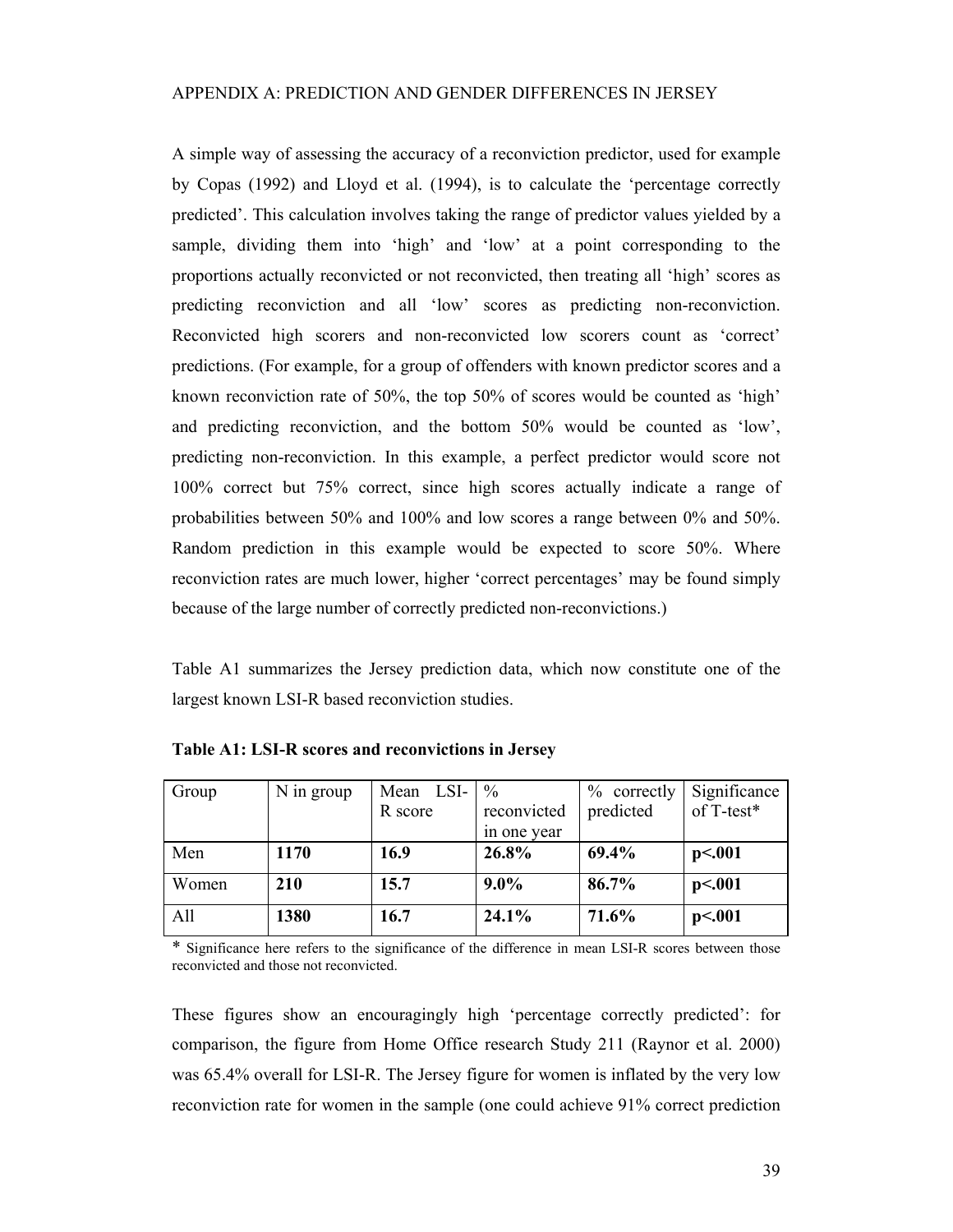## APPENDIX A: PREDICTION AND GENDER DIFFERENCES IN JERSEY

A simple way of assessing the accuracy of a reconviction predictor, used for example by Copas (1992) and Lloyd et al. (1994), is to calculate the 'percentage correctly predicted'. This calculation involves taking the range of predictor values yielded by a sample, dividing them into 'high' and 'low' at a point corresponding to the proportions actually reconvicted or not reconvicted, then treating all 'high' scores as predicting reconviction and all 'low' scores as predicting non-reconviction. Reconvicted high scorers and non-reconvicted low scorers count as 'correct' predictions. (For example, for a group of offenders with known predictor scores and a known reconviction rate of 50%, the top 50% of scores would be counted as 'high' and predicting reconviction, and the bottom 50% would be counted as 'low', predicting non-reconviction. In this example, a perfect predictor would score not 100% correct but 75% correct, since high scores actually indicate a range of probabilities between 50% and 100% and low scores a range between 0% and 50%. Random prediction in this example would be expected to score 50%. Where reconviction rates are much lower, higher 'correct percentages' may be found simply because of the large number of correctly predicted non-reconvictions.)

Table A1 summarizes the Jersey prediction data, which now constitute one of the largest known LSI-R based reconviction studies.

**Table A1: LSI-R scores and reconvictions in Jersey**

| Group | N in group | Mean LSI-R score | % reconvicted in one year | % correctly predicted | Significance of T-test* |
|---|---|---|---|---|---|
| Men | **1170** | **16.9** | **26.8%** | **69.4%** | **p<.001** |
| Women | **210** | **15.7** | **9.0%** | **86.7%** | **p<.001** |
| All | **1380** | **16.7** | **24.1%** | **71.6%** | **p<.001** |

\* Significance here refers to the significance of the difference in mean LSI-R scores between those reconvicted and those not reconvicted.

These figures show an encouragingly high 'percentage correctly predicted': for comparison, the figure from Home Office research Study 211 (Raynor et al. 2000) was 65.4% overall for LSI-R. The Jersey figure for women is inflated by the very low reconviction rate for women in the sample (one could achieve 91% correct prediction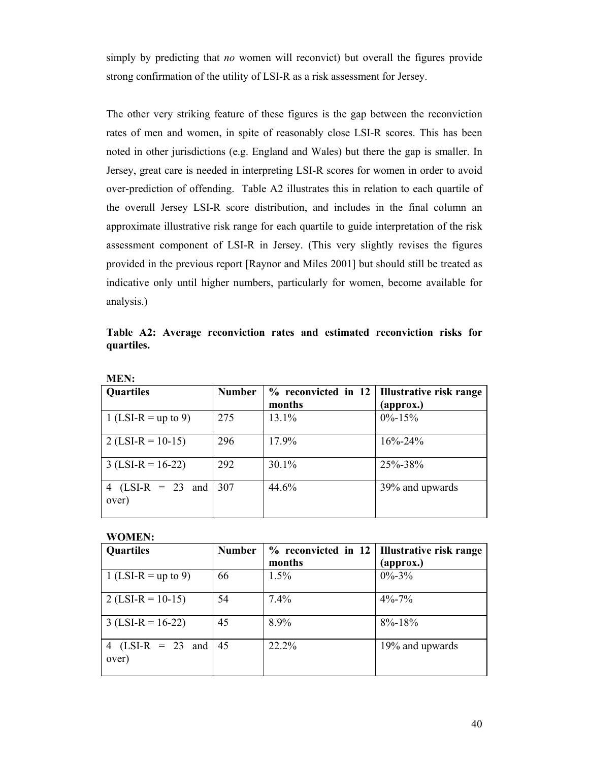simply by predicting that *no* women will reconvict) but overall the figures provide strong confirmation of the utility of LSI-R as a risk assessment for Jersey.

The other very striking feature of these figures is the gap between the reconviction rates of men and women, in spite of reasonably close LSI-R scores. This has been noted in other jurisdictions (e.g. England and Wales) but there the gap is smaller. In Jersey, great care is needed in interpreting LSI-R scores for women in order to avoid over-prediction of offending. Table A2 illustrates this in relation to each quartile of the overall Jersey LSI-R score distribution, and includes in the final column an approximate illustrative risk range for each quartile to guide interpretation of the risk assessment component of LSI-R in Jersey. (This very slightly revises the figures provided in the previous report [Raynor and Miles 2001] but should still be treated as indicative only until higher numbers, particularly for women, become available for analysis.)

**Table A2: Average reconviction rates and estimated reconviction risks for quartiles.**

**MEN:**

| Quartiles | Number | % reconvicted in 12 months | Illustrative risk range (approx.) |
|---|---|---|---|
| 1 (LSI-R = up to 9) | 275 | 13.1% | 0%-15% |
| 2 (LSI-R = 10-15) | 296 | 17.9% | 16%-24% |
| 3 (LSI-R = 16-22) | 292 | 30.1% | 25%-38% |
| 4 (LSI-R = 23 and over) | 307 | 44.6% | 39% and upwards |

**WOMEN:**

| Quartiles | Number | % reconvicted in 12 months | Illustrative risk range (approx.) |
|---|---|---|---|
| 1 (LSI-R = up to 9) | 66 | 1.5% | 0%-3% |
| 2 (LSI-R = 10-15) | 54 | 7.4% | 4%-7% |
| 3 (LSI-R = 16-22) | 45 | 8.9% | 8%-18% |
| 4 (LSI-R = 23 and over) | 45 | 22.2% | 19% and upwards |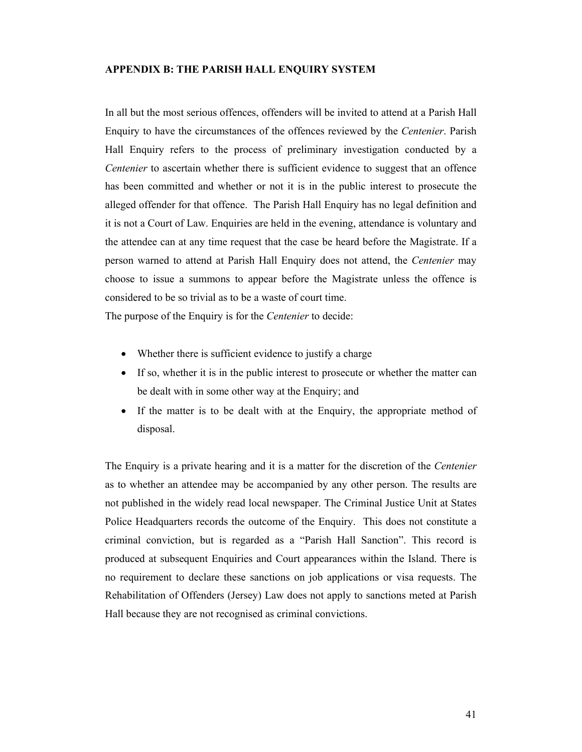## APPENDIX B: THE PARISH HALL ENQUIRY SYSTEM

In all but the most serious offences, offenders will be invited to attend at a Parish Hall Enquiry to have the circumstances of the offences reviewed by the *Centenier*. Parish Hall Enquiry refers to the process of preliminary investigation conducted by a *Centenier* to ascertain whether there is sufficient evidence to suggest that an offence has been committed and whether or not it is in the public interest to prosecute the alleged offender for that offence. The Parish Hall Enquiry has no legal definition and it is not a Court of Law. Enquiries are held in the evening, attendance is voluntary and the attendee can at any time request that the case be heard before the Magistrate. If a person warned to attend at Parish Hall Enquiry does not attend, the *Centenier* may choose to issue a summons to appear before the Magistrate unless the offence is considered to be so trivial as to be a waste of court time.

The purpose of the Enquiry is for the *Centenier* to decide:

- Whether there is sufficient evidence to justify a charge
- If so, whether it is in the public interest to prosecute or whether the matter can be dealt with in some other way at the Enquiry; and
- If the matter is to be dealt with at the Enquiry, the appropriate method of disposal.

The Enquiry is a private hearing and it is a matter for the discretion of the *Centenier* as to whether an attendee may be accompanied by any other person. The results are not published in the widely read local newspaper. The Criminal Justice Unit at States Police Headquarters records the outcome of the Enquiry. This does not constitute a criminal conviction, but is regarded as a "Parish Hall Sanction". This record is produced at subsequent Enquiries and Court appearances within the Island. There is no requirement to declare these sanctions on job applications or visa requests. The Rehabilitation of Offenders (Jersey) Law does not apply to sanctions meted at Parish Hall because they are not recognised as criminal convictions.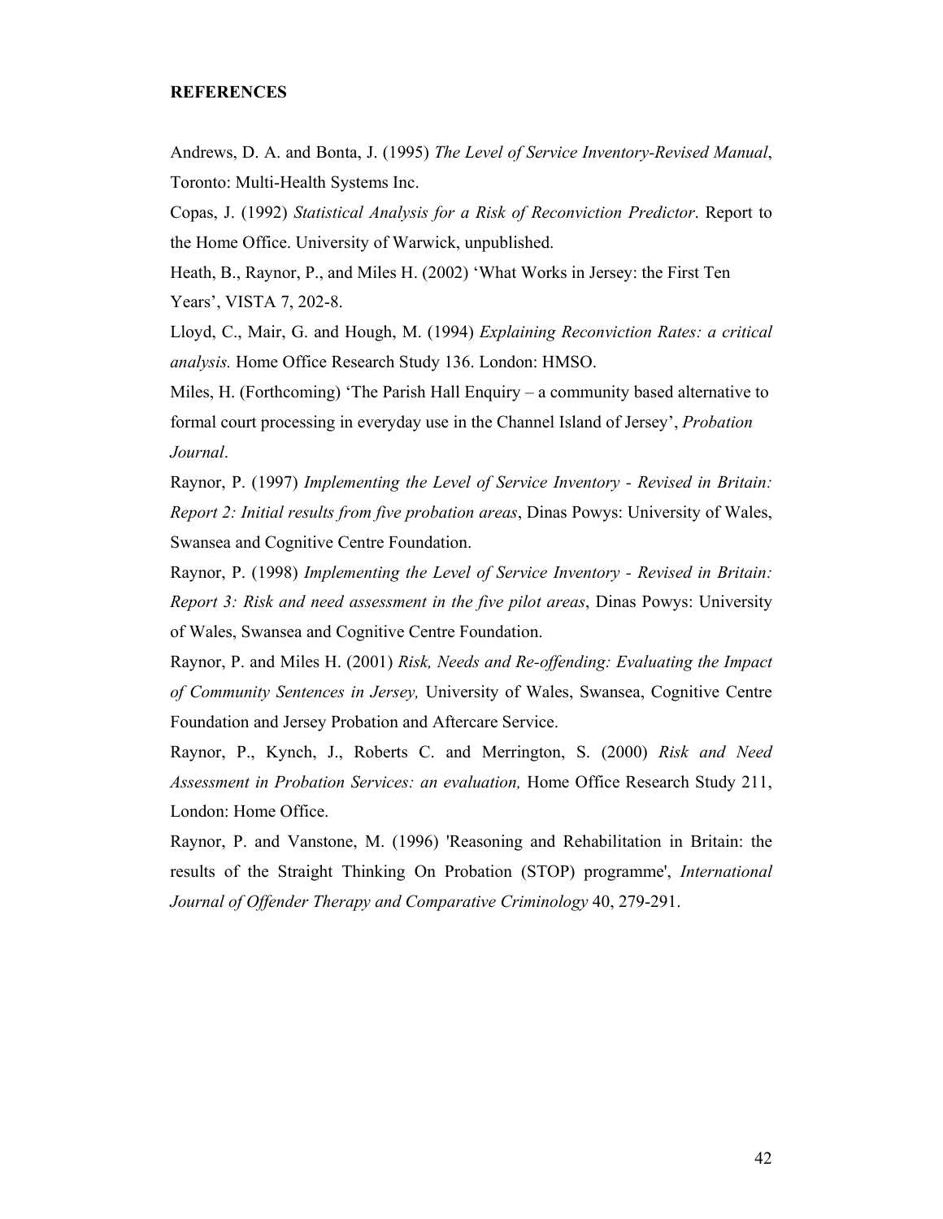**REFERENCES**

Andrews, D. A. and Bonta, J. (1995) *The Level of Service Inventory-Revised Manual*, Toronto: Multi-Health Systems Inc.

Copas, J. (1992) *Statistical Analysis for a Risk of Reconviction Predictor*. Report to the Home Office. University of Warwick, unpublished.

Heath, B., Raynor, P., and Miles H. (2002) 'What Works in Jersey: the First Ten Years', VISTA 7, 202-8.

Lloyd, C., Mair, G. and Hough, M. (1994) *Explaining Reconviction Rates: a critical analysis.* Home Office Research Study 136. London: HMSO.

Miles, H. (Forthcoming) 'The Parish Hall Enquiry – a community based alternative to formal court processing in everyday use in the Channel Island of Jersey', *Probation Journal*.

Raynor, P. (1997) *Implementing the Level of Service Inventory - Revised in Britain: Report 2: Initial results from five probation areas*, Dinas Powys: University of Wales, Swansea and Cognitive Centre Foundation.

Raynor, P. (1998) *Implementing the Level of Service Inventory - Revised in Britain: Report 3: Risk and need assessment in the five pilot areas*, Dinas Powys: University of Wales, Swansea and Cognitive Centre Foundation.

Raynor, P. and Miles H. (2001) *Risk, Needs and Re-offending: Evaluating the Impact of Community Sentences in Jersey,* University of Wales, Swansea, Cognitive Centre Foundation and Jersey Probation and Aftercare Service.

Raynor, P., Kynch, J., Roberts C. and Merrington, S. (2000) *Risk and Need Assessment in Probation Services: an evaluation,* Home Office Research Study 211, London: Home Office.

Raynor, P. and Vanstone, M. (1996) 'Reasoning and Rehabilitation in Britain: the results of the Straight Thinking On Probation (STOP) programme', *International Journal of Offender Therapy and Comparative Criminology* 40, 279-291.